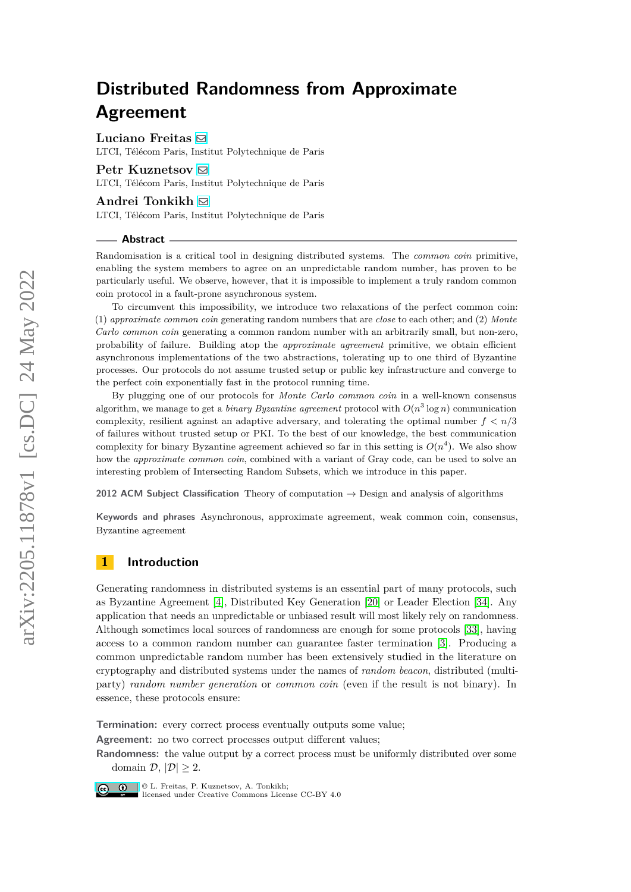# Distributed Randomness from Approximate Agreement

**Luciano Freitas**
LTCI, Télécom Paris, Institut Polytechnique de Paris

**Petr Kuznetsov**
LTCI, Télécom Paris, Institut Polytechnique de Paris

**Andrei Tonkikh**
LTCI, Télécom Paris, Institut Polytechnique de Paris

## Abstract

Randomisation is a critical tool in designing distributed systems. The *common coin* primitive, enabling the system members to agree on an unpredictable random number, has proven to be particularly useful. We observe, however, that it is impossible to implement a truly random common coin protocol in a fault-prone asynchronous system.

To circumvent this impossibility, we introduce two relaxations of the perfect common coin: (1) *approximate common coin* generating random numbers that are *close* to each other; and (2) *Monte Carlo common coin* generating a common random number with an arbitrarily small, but non-zero, probability of failure. Building atop the *approximate agreement* primitive, we obtain efficient asynchronous implementations of the two abstractions, tolerating up to one third of Byzantine processes. Our protocols do not assume trusted setup or public key infrastructure and converge to the perfect coin exponentially fast in the protocol running time.

By plugging one of our protocols for *Monte Carlo common coin* in a well-known consensus algorithm, we manage to get a *binary Byzantine agreement* protocol with $O(n^3 \log n)$ communication complexity, resilient against an adaptive adversary, and tolerating the optimal number $f < n/3$ of failures without trusted setup or PKI. To the best of our knowledge, the best communication complexity for binary Byzantine agreement achieved so far in this setting is $O(n^4)$. We also show how the *approximate common coin*, combined with a variant of Gray code, can be used to solve an interesting problem of Intersecting Random Subsets, which we introduce in this paper.

**2012 ACM Subject Classification** Theory of computation → Design and analysis of algorithms

**Keywords and phrases** Asynchronous, approximate agreement, weak common coin, consensus, Byzantine agreement

## 1 Introduction

Generating randomness in distributed systems is an essential part of many protocols, such as Byzantine Agreement [4], Distributed Key Generation [20] or Leader Election [34]. Any application that needs an unpredictable or unbiased result will most likely rely on randomness. Although sometimes local sources of randomness are enough for some protocols [33], having access to a common random number can guarantee faster termination [3]. Producing a common unpredictable random number has been extensively studied in the literature on cryptography and distributed systems under the names of *random beacon*, distributed (multi-party) *random number generation* or *common coin* (even if the result is not binary). In essence, these protocols ensure:

**Termination:** every correct process eventually outputs some value;

**Agreement:** no two correct processes output different values;

**Randomness:** the value output by a correct process must be uniformly distributed over some domain $\mathcal{D}$, $|\mathcal{D}| \geq 2$.

© L. Freitas, P. Kuznetsov, A. Tonkikh;
licensed under Creative Commons License CC-BY 4.0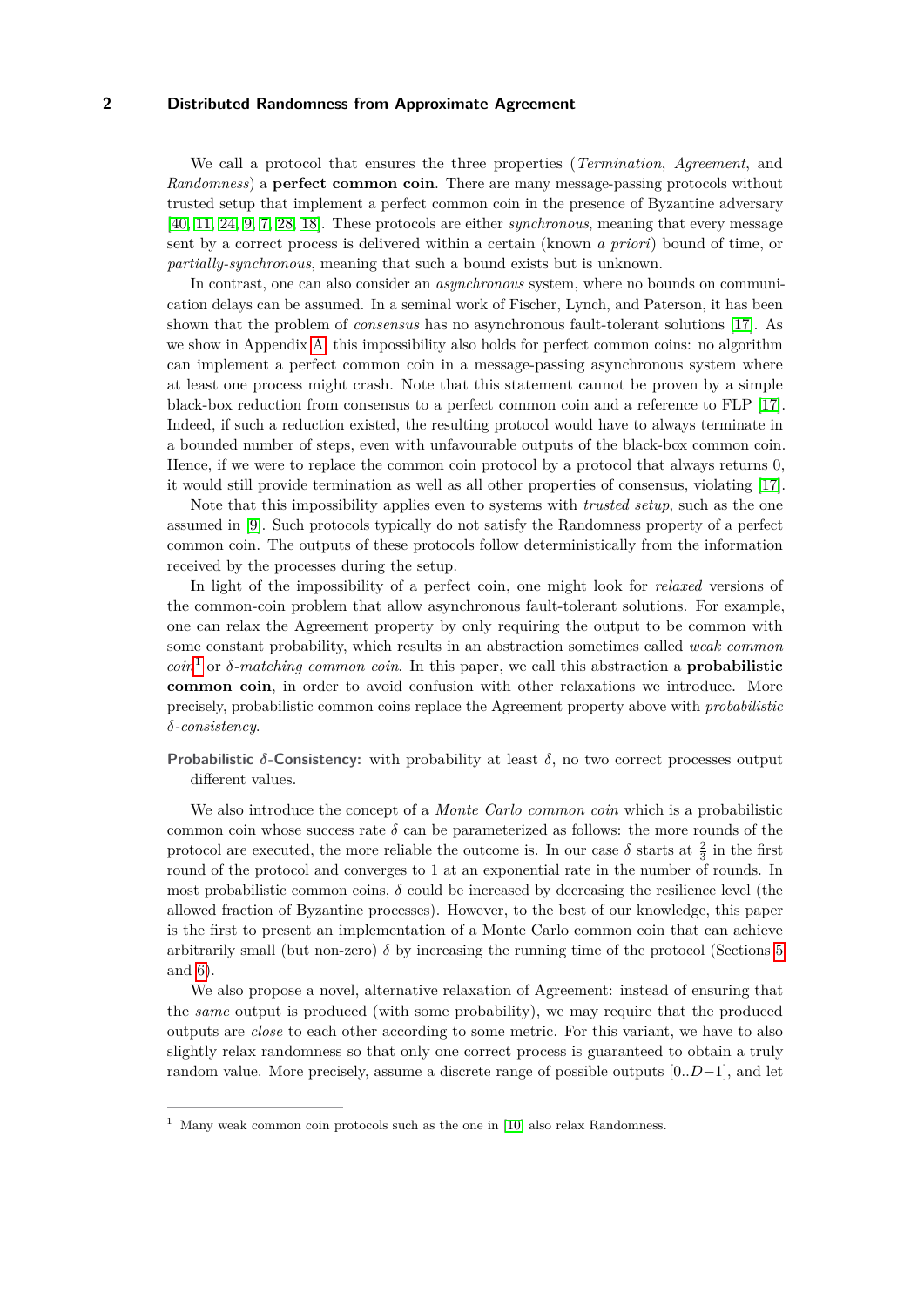We call a protocol that ensures the three properties (*Termination*, *Agreement*, and *Randomness*) a **perfect common coin**. There are many message-passing protocols without trusted setup that implement a perfect common coin in the presence of Byzantine adversary [40, 11, 24, 9, 7, 28, 18]. These protocols are either *synchronous*, meaning that every message sent by a correct process is delivered within a certain (known *a priori*) bound of time, or *partially-synchronous*, meaning that such a bound exists but is unknown.

In contrast, one can also consider an *asynchronous* system, where no bounds on communication delays can be assumed. In a seminal work of Fischer, Lynch, and Paterson, it has been shown that the problem of *consensus* has no asynchronous fault-tolerant solutions [17]. As we show in Appendix A, this impossibility also holds for perfect common coins: no algorithm can implement a perfect common coin in a message-passing asynchronous system where at least one process might crash. Note that this statement cannot be proven by a simple black-box reduction from consensus to a perfect common coin and a reference to FLP [17]. Indeed, if such a reduction existed, the resulting protocol would have to always terminate in a bounded number of steps, even with unfavourable outputs of the black-box common coin. Hence, if we were to replace the common coin protocol by a protocol that always returns 0, it would still provide termination as well as all other properties of consensus, violating [17].

Note that this impossibility applies even to systems with *trusted setup*, such as the one assumed in [9]. Such protocols typically do not satisfy the Randomness property of a perfect common coin. The outputs of these protocols follow deterministically from the information received by the processes during the setup.

In light of the impossibility of a perfect coin, one might look for *relaxed* versions of the common-coin problem that allow asynchronous fault-tolerant solutions. For example, one can relax the Agreement property by only requiring the output to be common with some constant probability, which results in an abstraction sometimes called *weak common coin*[1] or *$\delta$-matching common coin*. In this paper, we call this abstraction a **probabilistic common coin**, in order to avoid confusion with other relaxations we introduce. More precisely, probabilistic common coins replace the Agreement property above with *probabilistic $\delta$-consistency*.

**Probabilistic $\delta$-Consistency:** with probability at least $\delta$, no two correct processes output different values.

We also introduce the concept of a *Monte Carlo common coin* which is a probabilistic common coin whose success rate $\delta$ can be parameterized as follows: the more rounds of the protocol are executed, the more reliable the outcome is. In our case $\delta$ starts at $\frac{2}{3}$ in the first round of the protocol and converges to 1 at an exponential rate in the number of rounds. In most probabilistic common coins, $\delta$ could be increased by decreasing the resilience level (the allowed fraction of Byzantine processes). However, to the best of our knowledge, this paper is the first to present an implementation of a Monte Carlo common coin that can achieve arbitrarily small (but non-zero) $\delta$ by increasing the running time of the protocol (Sections 5 and 6).

We also propose a novel, alternative relaxation of Agreement: instead of ensuring that the *same* output is produced (with some probability), we may require that the produced outputs are *close* to each other according to some metric. For this variant, we have to also slightly relax randomness so that only one correct process is guaranteed to obtain a truly random value. More precisely, assume a discrete range of possible outputs $[0..D-1]$, and let

[1] Many weak common coin protocols such as the one in [10] also relax Randomness.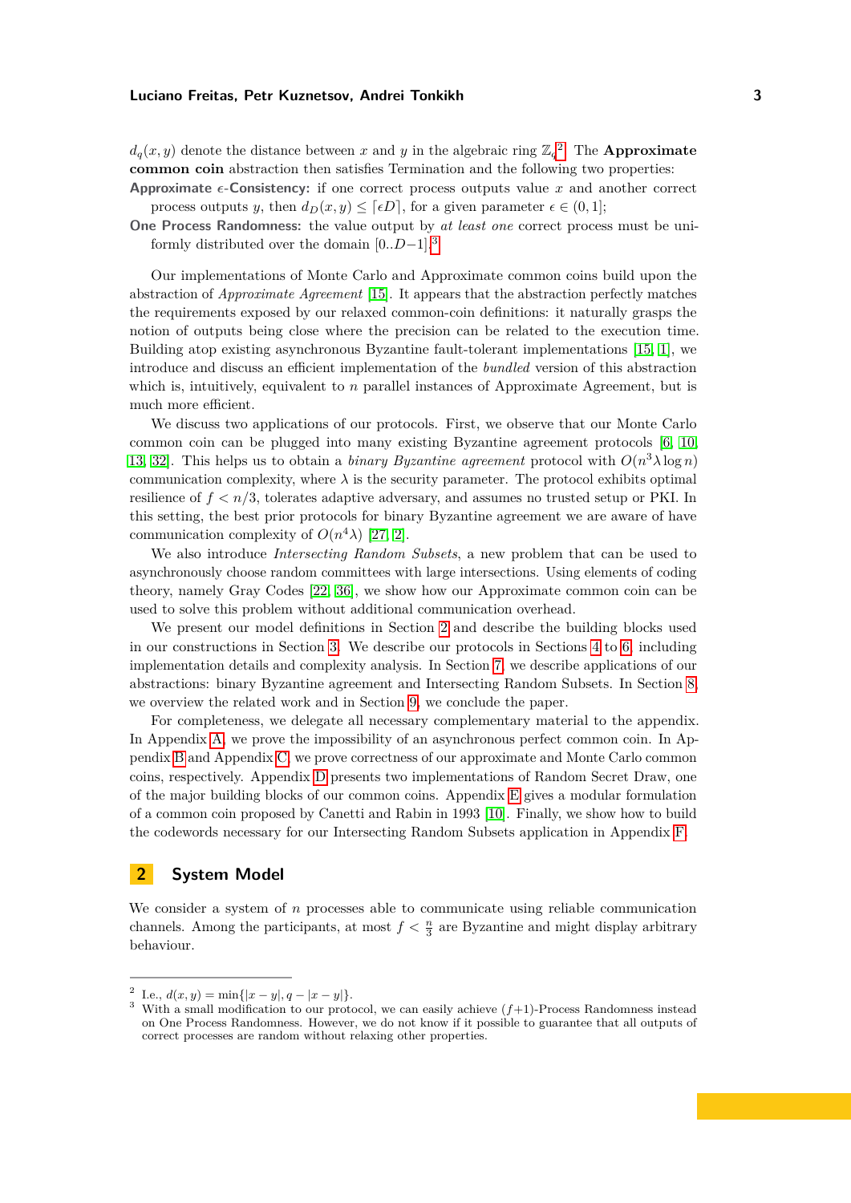$d_q(x, y)$ denote the distance between $x$ and $y$ in the algebraic ring $\mathbb{Z}_q$[2]. The **Approximate common coin** abstraction then satisfies Termination and the following two properties:

**Approximate $\epsilon$-Consistency:** if one correct process outputs value $x$ and another correct process outputs $y$, then $d_D(x, y) \leq \lceil \epsilon D \rceil$, for a given parameter $\epsilon \in (0, 1]$;

**One Process Randomness:** the value output by *at least one* correct process must be uniformly distributed over the domain $[0..D-1]$.[3]

Our implementations of Monte Carlo and Approximate common coins build upon the abstraction of *Approximate Agreement* [15]. It appears that the abstraction perfectly matches the requirements exposed by our relaxed common-coin definitions: it naturally grasps the notion of outputs being close where the precision can be related to the execution time. Building atop existing asynchronous Byzantine fault-tolerant implementations [15, 1], we introduce and discuss an efficient implementation of the *bundled* version of this abstraction which is, intuitively, equivalent to $n$ parallel instances of Approximate Agreement, but is much more efficient.

We discuss two applications of our protocols. First, we observe that our Monte Carlo common coin can be plugged into many existing Byzantine agreement protocols [6, 10, 13, 32]. This helps us to obtain a *binary Byzantine agreement* protocol with $O(n^3 \lambda \log n)$ communication complexity, where $\lambda$ is the security parameter. The protocol exhibits optimal resilience of $f < n/3$, tolerates adaptive adversary, and assumes no trusted setup or PKI. In this setting, the best prior protocols for binary Byzantine agreement we are aware of have communication complexity of $O(n^4 \lambda)$ [27, 2].

We also introduce *Intersecting Random Subsets*, a new problem that can be used to asynchronously choose random committees with large intersections. Using elements of coding theory, namely Gray Codes [22, 36], we show how our Approximate common coin can be used to solve this problem without additional communication overhead.

We present our model definitions in Section 2 and describe the building blocks used in our constructions in Section 3. We describe our protocols in Sections 4 to 6, including implementation details and complexity analysis. In Section 7, we describe applications of our abstractions: binary Byzantine agreement and Intersecting Random Subsets. In Section 8, we overview the related work and in Section 9, we conclude the paper.

For completeness, we delegate all necessary complementary material to the appendix. In Appendix A, we prove the impossibility of an asynchronous perfect common coin. In Appendix B and Appendix C, we prove correctness of our approximate and Monte Carlo common coins, respectively. Appendix D presents two implementations of Random Secret Draw, one of the major building blocks of our common coins. Appendix E gives a modular formulation of a common coin proposed by Canetti and Rabin in 1993 [10]. Finally, we show how to build the codewords necessary for our Intersecting Random Subsets application in Appendix F.

## 2 System Model

We consider a system of $n$ processes able to communicate using reliable communication channels. Among the participants, at most $f < \frac{n}{3}$ are Byzantine and might display arbitrary behaviour.

---

[2] I.e., $d(x, y) = \min\{|x - y|, q - |x - y|\}$.

[3] With a small modification to our protocol, we can easily achieve $(f+1)$-Process Randomness instead on One Process Randomness. However, we do not know if it possible to guarantee that all outputs of correct processes are random without relaxing other properties.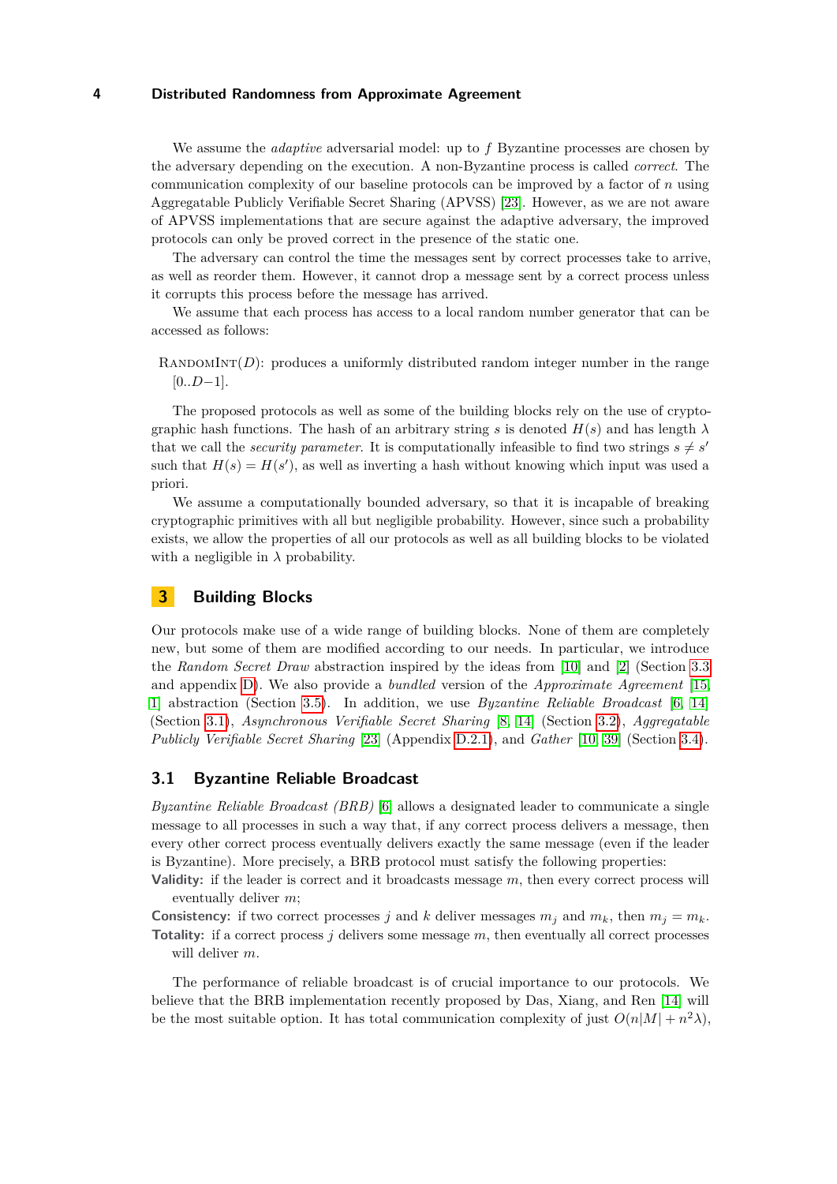We assume the *adaptive* adversarial model: up to $f$ Byzantine processes are chosen by the adversary depending on the execution. A non-Byzantine process is called *correct*. The communication complexity of our baseline protocols can be improved by a factor of $n$ using Aggregatable Publicly Verifiable Secret Sharing (APVSS) [23]. However, as we are not aware of APVSS implementations that are secure against the adaptive adversary, the improved protocols can only be proved correct in the presence of the static one.

The adversary can control the time the messages sent by correct processes take to arrive, as well as reorder them. However, it cannot drop a message sent by a correct process unless it corrupts this process before the message has arrived.

We assume that each process has access to a local random number generator that can be accessed as follows:

RandomInt($D$): produces a uniformly distributed random integer number in the range $[0..D-1]$.

The proposed protocols as well as some of the building blocks rely on the use of cryptographic hash functions. The hash of an arbitrary string $s$ is denoted $H(s)$ and has length $\lambda$ that we call the *security parameter*. It is computationally infeasible to find two strings $s \neq s'$ such that $H(s) = H(s')$, as well as inverting a hash without knowing which input was used a priori.

We assume a computationally bounded adversary, so that it is incapable of breaking cryptographic primitives with all but negligible probability. However, since such a probability exists, we allow the properties of all our protocols as well as all building blocks to be violated with a negligible in $\lambda$ probability.

## 3 Building Blocks

Our protocols make use of a wide range of building blocks. None of them are completely new, but some of them are modified according to our needs. In particular, we introduce the *Random Secret Draw* abstraction inspired by the ideas from [10] and [2] (Section 3.3 and appendix D). We also provide a *bundled* version of the *Approximate Agreement* [15, 1] abstraction (Section 3.5). In addition, we use *Byzantine Reliable Broadcast* [6, 14] (Section 3.1), *Asynchronous Verifiable Secret Sharing* [8, 14] (Section 3.2), *Aggregatable Publicly Verifiable Secret Sharing* [23] (Appendix D.2.1), and *Gather* [10, 39] (Section 3.4).

### 3.1 Byzantine Reliable Broadcast

*Byzantine Reliable Broadcast (BRB)* [6] allows a designated leader to communicate a single message to all processes in such a way that, if any correct process delivers a message, then every other correct process eventually delivers exactly the same message (even if the leader is Byzantine). More precisely, a BRB protocol must satisfy the following properties:

**Validity:** if the leader is correct and it broadcasts message $m$, then every correct process will eventually deliver $m$;

**Consistency:** if two correct processes $j$ and $k$ deliver messages $m_j$ and $m_k$, then $m_j = m_k$.

**Totality:** if a correct process $j$ delivers some message $m$, then eventually all correct processes will deliver $m$.

The performance of reliable broadcast is of crucial importance to our protocols. We believe that the BRB implementation recently proposed by Das, Xiang, and Ren [14] will be the most suitable option. It has total communication complexity of just $O(n|M| + n^2\lambda)$,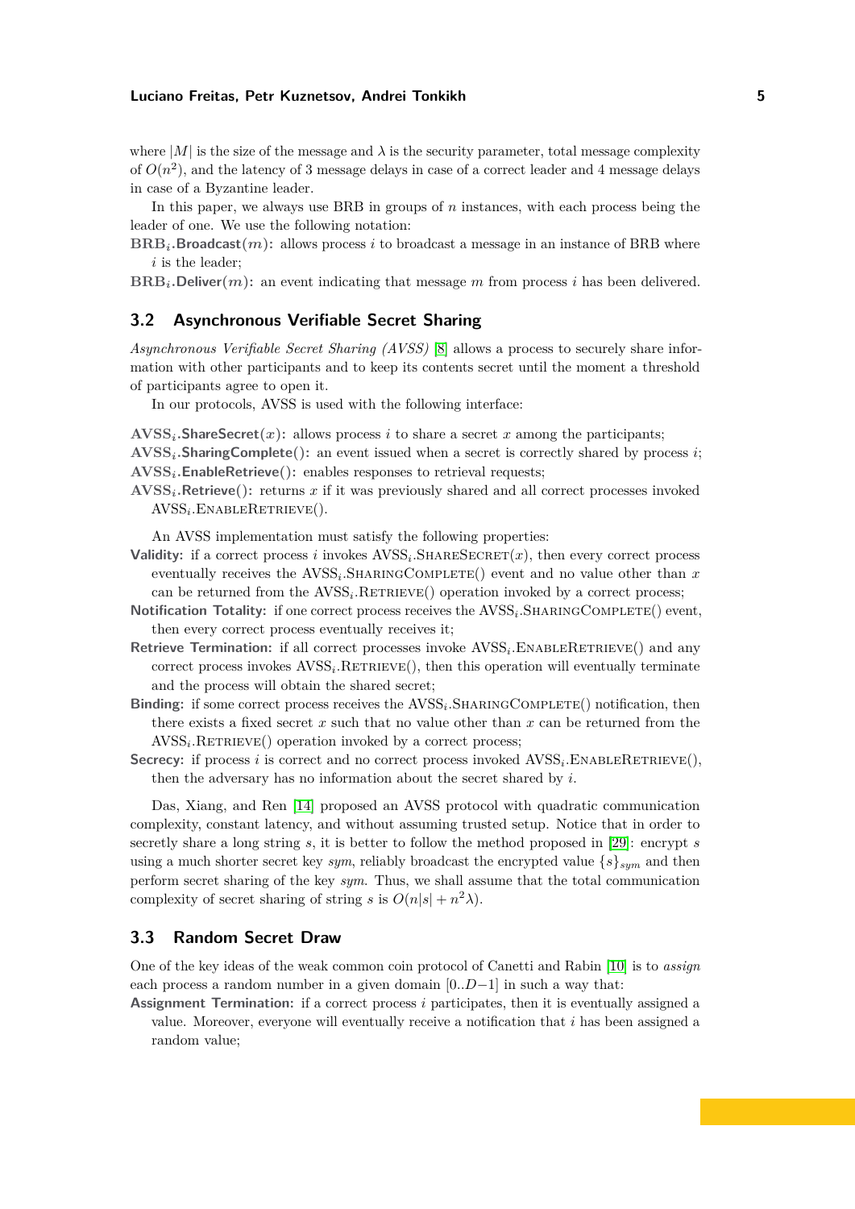where $|M|$ is the size of the message and $\lambda$ is the security parameter, total message complexity of $O(n^2)$, and the latency of 3 message delays in case of a correct leader and 4 message delays in case of a Byzantine leader.

In this paper, we always use BRB in groups of $n$ instances, with each process being the leader of one. We use the following notation:

**$\text{BRB}_i$.Broadcast($m$):** allows process $i$ to broadcast a message in an instance of BRB where $i$ is the leader;

**$\text{BRB}_i$.Deliver($m$):** an event indicating that message $m$ from process $i$ has been delivered.

## 3.2 Asynchronous Verifiable Secret Sharing

*Asynchronous Verifiable Secret Sharing (AVSS)* [8] allows a process to securely share information with other participants and to keep its contents secret until the moment a threshold of participants agree to open it.

In our protocols, AVSS is used with the following interface:

**$\text{AVSS}_i$.ShareSecret($x$):** allows process $i$ to share a secret $x$ among the participants;

**$\text{AVSS}_i$.SharingComplete():** an event issued when a secret is correctly shared by process $i$;

**$\text{AVSS}_i$.EnableRetrieve():** enables responses to retrieval requests;

**$\text{AVSS}_i$.Retrieve():** returns $x$ if it was previously shared and all correct processes invoked $\text{AVSS}_i$.EnableRetrieve().

An AVSS implementation must satisfy the following properties:

**Validity:** if a correct process $i$ invokes $\text{AVSS}_i$.ShareSecret($x$), then every correct process eventually receives the $\text{AVSS}_i$.SharingComplete() event and no value other than $x$ can be returned from the $\text{AVSS}_i$.Retrieve() operation invoked by a correct process;

**Notification Totality:** if one correct process receives the $\text{AVSS}_i$.SharingComplete() event, then every correct process eventually receives it;

**Retrieve Termination:** if all correct processes invoke $\text{AVSS}_i$.EnableRetrieve() and any correct process invokes $\text{AVSS}_i$.Retrieve(), then this operation will eventually terminate and the process will obtain the shared secret;

**Binding:** if some correct process receives the $\text{AVSS}_i$.SharingComplete() notification, then there exists a fixed secret $x$ such that no value other than $x$ can be returned from the $\text{AVSS}_i$.Retrieve() operation invoked by a correct process;

**Secrecy:** if process $i$ is correct and no correct process invoked $\text{AVSS}_i$.EnableRetrieve(), then the adversary has no information about the secret shared by $i$.

Das, Xiang, and Ren [14] proposed an AVSS protocol with quadratic communication complexity, constant latency, and without assuming trusted setup. Notice that in order to secretly share a long string $s$, it is better to follow the method proposed in [29]: encrypt $s$ using a much shorter secret key *sym*, reliably broadcast the encrypted value $\{s\}_{sym}$ and then perform secret sharing of the key *sym*. Thus, we shall assume that the total communication complexity of secret sharing of string $s$ is $O(n|s| + n^2\lambda)$.

## 3.3 Random Secret Draw

One of the key ideas of the weak common coin protocol of Canetti and Rabin [10] is to *assign* each process a random number in a given domain $[0..D-1]$ in such a way that:

**Assignment Termination:** if a correct process $i$ participates, then it is eventually assigned a value. Moreover, everyone will eventually receive a notification that $i$ has been assigned a random value;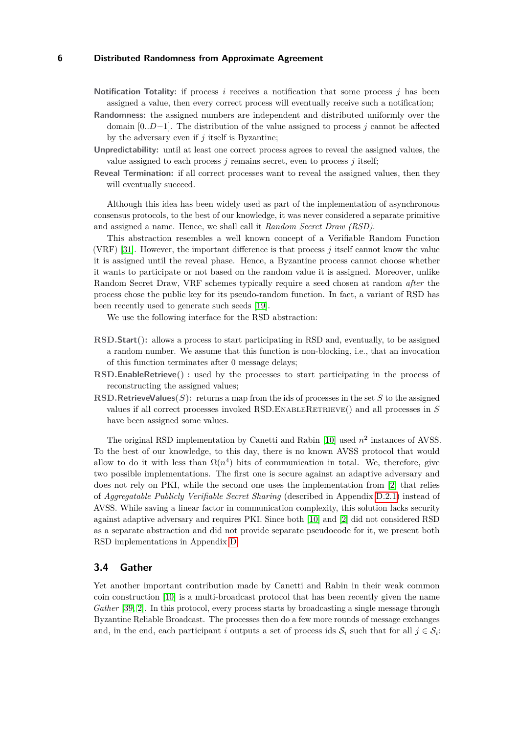**Notification Totality:** if process $i$ receives a notification that some process $j$ has been assigned a value, then every correct process will eventually receive such a notification;

**Randomness:** the assigned numbers are independent and distributed uniformly over the domain $[0..D-1]$. The distribution of the value assigned to process $j$ cannot be affected by the adversary even if $j$ itself is Byzantine;

**Unpredictability:** until at least one correct process agrees to reveal the assigned values, the value assigned to each process $j$ remains secret, even to process $j$ itself;

**Reveal Termination:** if all correct processes want to reveal the assigned values, then they will eventually succeed.

Although this idea has been widely used as part of the implementation of asynchronous consensus protocols, to the best of our knowledge, it was never considered a separate primitive and assigned a name. Hence, we shall call it *Random Secret Draw (RSD)*.

This abstraction resembles a well known concept of a Verifiable Random Function (VRF) [31]. However, the important difference is that process $j$ itself cannot know the value it is assigned until the reveal phase. Hence, a Byzantine process cannot choose whether it wants to participate or not based on the random value it is assigned. Moreover, unlike Random Secret Draw, VRF schemes typically require a seed chosen at random *after* the process chose the public key for its pseudo-random function. In fact, a variant of RSD has been recently used to generate such seeds [19].

We use the following interface for the RSD abstraction:

**RSD.Start():** allows a process to start participating in RSD and, eventually, to be assigned a random number. We assume that this function is non-blocking, i.e., that an invocation of this function terminates after 0 message delays;

**RSD.EnableRetrieve() :** used by the processes to start participating in the process of reconstructing the assigned values;

**RSD.RetrieveValues($S$):** returns a map from the ids of processes in the set $S$ to the assigned values if all correct processes invoked RSD.EnableRetrieve() and all processes in $S$ have been assigned some values.

The original RSD implementation by Canetti and Rabin [10] used $n^2$ instances of AVSS. To the best of our knowledge, to this day, there is no known AVSS protocol that would allow to do it with less than $\Omega(n^4)$ bits of communication in total. We, therefore, give two possible implementations. The first one is secure against an adaptive adversary and does not rely on PKI, while the second one uses the implementation from [2] that relies of *Aggregatable Publicly Verifiable Secret Sharing* (described in Appendix D.2.1) instead of AVSS. While saving a linear factor in communication complexity, this solution lacks security against adaptive adversary and requires PKI. Since both [10] and [2] did not considered RSD as a separate abstraction and did not provide separate pseudocode for it, we present both RSD implementations in Appendix D.

## 3.4 Gather

Yet another important contribution made by Canetti and Rabin in their weak common coin construction [10] is a multi-broadcast protocol that has been recently given the name *Gather* [39, 2]. In this protocol, every process starts by broadcasting a single message through Byzantine Reliable Broadcast. The processes then do a few more rounds of message exchanges and, in the end, each participant $i$ outputs a set of process ids $\mathcal{S}_i$ such that for all $j \in \mathcal{S}_i$: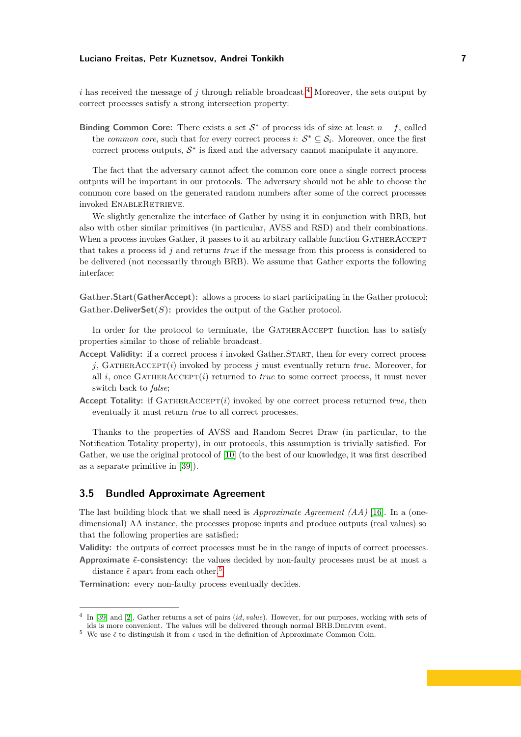$i$ has received the message of $j$ through reliable broadcast.[4] Moreover, the sets output by correct processes satisfy a strong intersection property:

**Binding Common Core:** There exists a set $\mathcal{S}^*$ of process ids of size at least $n - f$, called the *common core*, such that for every correct process $i$: $\mathcal{S}^* \subseteq \mathcal{S}_i$. Moreover, once the first correct process outputs, $\mathcal{S}^*$ is fixed and the adversary cannot manipulate it anymore.

The fact that the adversary cannot affect the common core once a single correct process outputs will be important in our protocols. The adversary should not be able to choose the common core based on the generated random numbers after some of the correct processes invoked EnableRetrieve.

We slightly generalize the interface of Gather by using it in conjunction with BRB, but also with other similar primitives (in particular, AVSS and RSD) and their combinations. When a process invokes Gather, it passes to it an arbitrary callable function GatherAccept that takes a process id $j$ and returns *true* if the message from this process is considered to be delivered (not necessarily through BRB). We assume that Gather exports the following interface:

**Gather.Start(GatherAccept):** allows a process to start participating in the Gather protocol;
**Gather.DeliverSet($S$):** provides the output of the Gather protocol.

In order for the protocol to terminate, the GatherAccept function has to satisfy properties similar to those of reliable broadcast.

**Accept Validity:** if a correct process $i$ invoked Gather.Start, then for every correct process $j$, GatherAccept($i$) invoked by process $j$ must eventually return *true*. Moreover, for all $i$, once GatherAccept($i$) returned to *true* to some correct process, it must never switch back to *false*;

**Accept Totality:** if GatherAccept($i$) invoked by one correct process returned *true*, then eventually it must return *true* to all correct processes.

Thanks to the properties of AVSS and Random Secret Draw (in particular, to the Notification Totality property), in our protocols, this assumption is trivially satisfied. For Gather, we use the original protocol of [10] (to the best of our knowledge, it was first described as a separate primitive in [39]).

## 3.5 Bundled Approximate Agreement

The last building block that we shall need is *Approximate Agreement (AA)* [16]. In a (one-dimensional) AA instance, the processes propose inputs and produce outputs (real values) so that the following properties are satisfied:

**Validity:** the outputs of correct processes must be in the range of inputs of correct processes.

**Approximate $\tilde{\epsilon}$-consistency:** the values decided by non-faulty processes must be at most a distance $\tilde{\epsilon}$ apart from each other.[5]

**Termination:** every non-faulty process eventually decides.

---

[4] In [39] and [2], Gather returns a set of pairs $(id, value)$. However, for our purposes, working with sets of ids is more convenient. The values will be delivered through normal BRB.Deliver event.

[5] We use $\tilde{\epsilon}$ to distinguish it from $\epsilon$ used in the definition of Approximate Common Coin.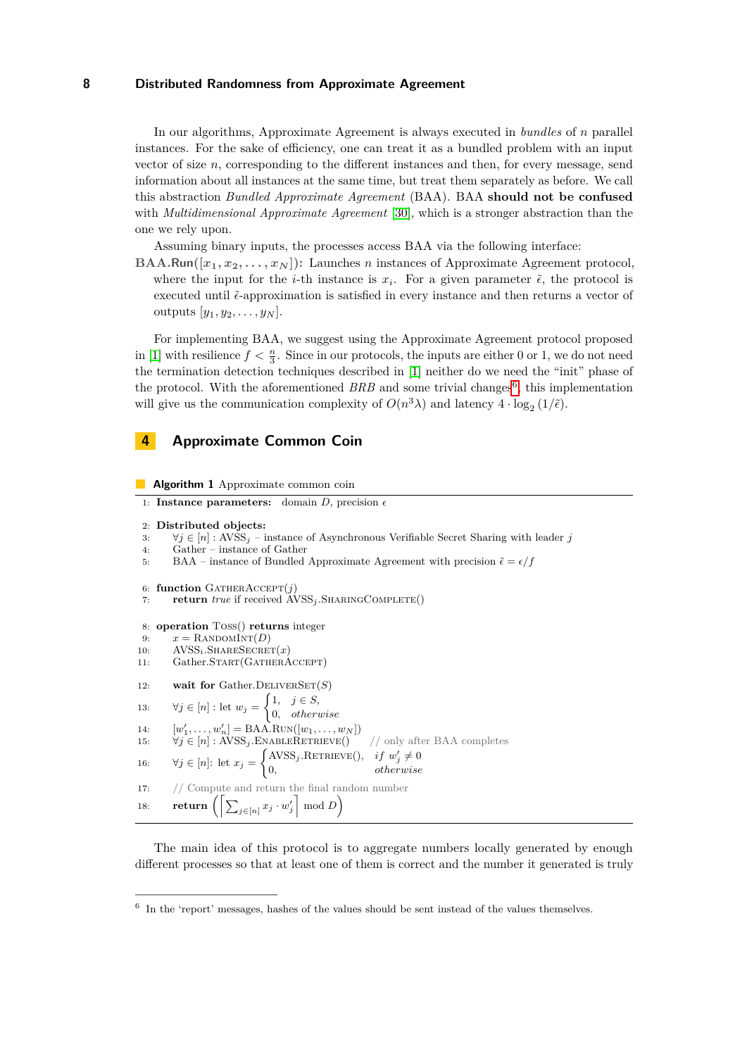In our algorithms, Approximate Agreement is always executed in *bundles* of $n$ parallel instances. For the sake of efficiency, one can treat it as a bundled problem with an input vector of size $n$, corresponding to the different instances and then, for every message, send information about all instances at the same time, but treat them separately as before. We call this abstraction *Bundled Approximate Agreement* (BAA). BAA **should not be confused** with *Multidimensional Approximate Agreement* [30], which is a stronger abstraction than the one we rely upon.

Assuming binary inputs, the processes access BAA via the following interface:

**BAA.Run($[x_1, x_2, \ldots, x_N]$):** Launches $n$ instances of Approximate Agreement protocol, where the input for the $i$-th instance is $x_i$. For a given parameter $\tilde{\epsilon}$, the protocol is executed until $\tilde{\epsilon}$-approximation is satisfied in every instance and then returns a vector of outputs $[y_1, y_2, \ldots, y_N]$.

For implementing BAA, we suggest using the Approximate Agreement protocol proposed in [1] with resilience $f < \frac{n}{3}$. Since in our protocols, the inputs are either 0 or 1, we do not need the termination detection techniques described in [1] neither do we need the "init" phase of the protocol. With the aforementioned *BRB* and some trivial changes[6], this implementation will give us the communication complexity of $O(n^3\lambda)$ and latency $4 \cdot \log_2(1/\tilde{\epsilon})$.

## 4 Approximate Common Coin

**Algorithm 1** Approximate common coin

```
1:  Instance parameters:  domain D, precision ε

2:  Distributed objects:
3:      ∀j ∈ [n] : AVSS_j – instance of Asynchronous Verifiable Secret Sharing with leader j
4:      Gather – instance of Gather
5:      BAA – instance of Bundled Approximate Agreement with precision ε̃ = ε/f

6:  function GatherAccept(j)
7:      return true if received AVSS_j.SharingComplete()

8:  operation Toss() returns integer
9:      x = RandomInt(D)
10:     AVSS_i.ShareSecret(x)
11:     Gather.Start(GatherAccept)

12:     wait for Gather.DeliverSet(S)
13:     ∀j ∈ [n] : let w_j = { 1,  j ∈ S,
                                { 0,  otherwise
14:     [w'_1, ..., w'_n] = BAA.Run([w_1, ..., w_N])
15:     ∀j ∈ [n] : AVSS_j.EnableRetrieve()      // only after BAA completes
16:     ∀j ∈ [n]: let x_j = { AVSS_j.Retrieve(),  if w'_j ≠ 0
                             { 0,                   otherwise
17:     // Compute and return the final random number
18:     return ( ⌈ Σ_{j∈[n]} x_j · w'_j ⌋ mod D )
```

The main idea of this protocol is to aggregate numbers locally generated by enough different processes so that at least one of them is correct and the number it generated is truly

---

[6] In the 'report' messages, hashes of the values should be sent instead of the values themselves.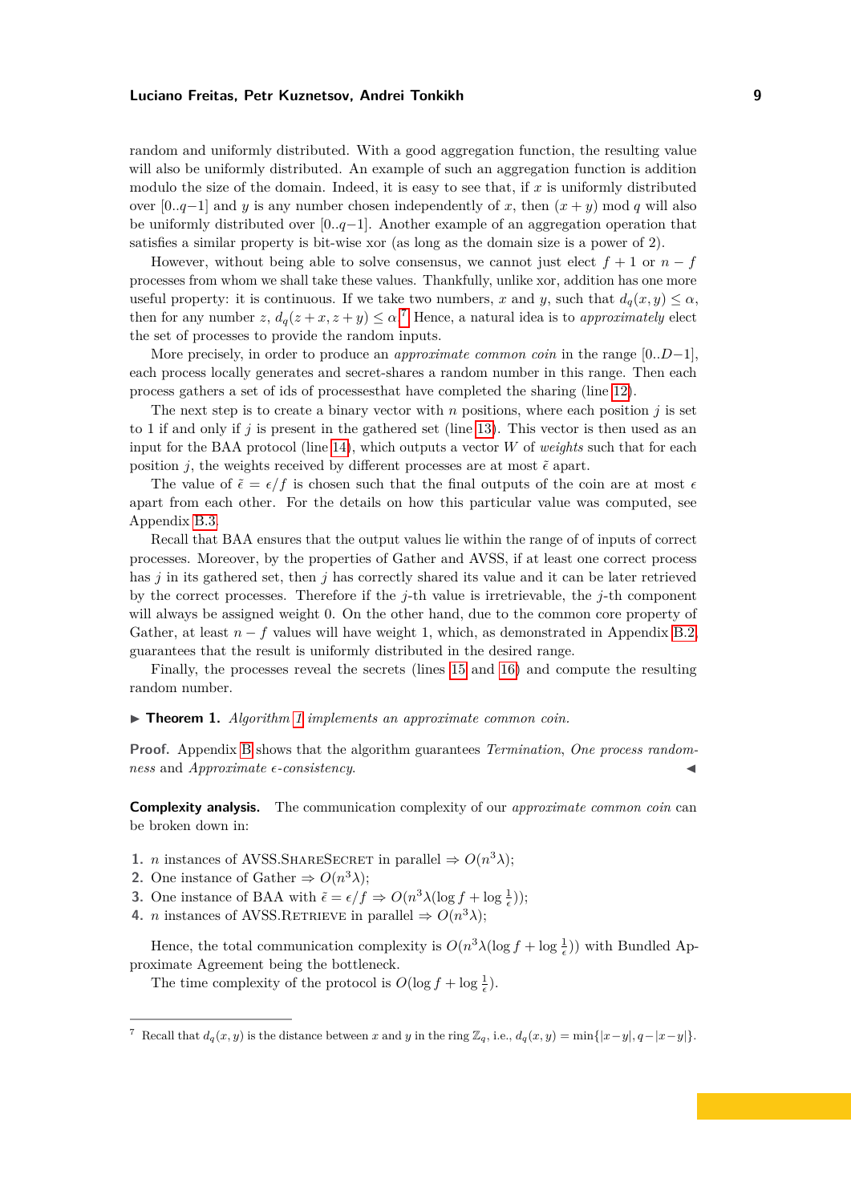random and uniformly distributed. With a good aggregation function, the resulting value will also be uniformly distributed. An example of such an aggregation function is addition modulo the size of the domain. Indeed, it is easy to see that, if $x$ is uniformly distributed over $[0..q-1]$ and $y$ is any number chosen independently of $x$, then $(x+y) \bmod q$ will also be uniformly distributed over $[0..q-1]$. Another example of an aggregation operation that satisfies a similar property is bit-wise xor (as long as the domain size is a power of 2).

However, without being able to solve consensus, we cannot just elect $f+1$ or $n-f$ processes from whom we shall take these values. Thankfully, unlike xor, addition has one more useful property: it is continuous. If we take two numbers, $x$ and $y$, such that $d_q(x,y) \le \alpha$, then for any number $z$, $d_q(z+x, z+y) \le \alpha$.[7] Hence, a natural idea is to *approximately* elect the set of processes to provide the random inputs.

More precisely, in order to produce an *approximate common coin* in the range $[0..D-1]$, each process locally generates and secret-shares a random number in this range. Then each process gathers a set of ids of processesthat have completed the sharing (line 12).

The next step is to create a binary vector with $n$ positions, where each position $j$ is set to 1 if and only if $j$ is present in the gathered set (line 13). This vector is then used as an input for the BAA protocol (line 14), which outputs a vector $W$ of *weights* such that for each position $j$, the weights received by different processes are at most $\tilde{\epsilon}$ apart.

The value of $\tilde{\epsilon} = \epsilon/f$ is chosen such that the final outputs of the coin are at most $\epsilon$ apart from each other. For the details on how this particular value was computed, see Appendix B.3.

Recall that BAA ensures that the output values lie within the range of of inputs of correct processes. Moreover, by the properties of Gather and AVSS, if at least one correct process has $j$ in its gathered set, then $j$ has correctly shared its value and it can be later retrieved by the correct processes. Therefore if the $j$-th value is irretrievable, the $j$-th component will always be assigned weight 0. On the other hand, due to the common core property of Gather, at least $n-f$ values will have weight 1, which, as demonstrated in Appendix B.2, guarantees that the result is uniformly distributed in the desired range.

Finally, the processes reveal the secrets (lines 15 and 16) and compute the resulting random number.

▶ **Theorem 1.** *Algorithm 1 implements an approximate common coin.*

**Proof.** Appendix B shows that the algorithm guarantees *Termination*, *One process randomness* and *Approximate $\epsilon$-consistency.* ◀

**Complexity analysis.** The communication complexity of our *approximate common coin* can be broken down in:

1. $n$ instances of AVSS.ShareSecret in parallel $\Rightarrow O(n^3\lambda)$;
2. One instance of Gather $\Rightarrow O(n^3\lambda)$;
3. One instance of BAA with $\tilde{\epsilon} = \epsilon/f \Rightarrow O(n^3\lambda(\log f + \log\frac{1}{\epsilon}))$;
4. $n$ instances of AVSS.Retrieve in parallel $\Rightarrow O(n^3\lambda)$;

Hence, the total communication complexity is $O(n^3\lambda(\log f + \log\frac{1}{\epsilon}))$ with Bundled Approximate Agreement being the bottleneck.

The time complexity of the protocol is $O(\log f + \log\frac{1}{\epsilon})$.

[7] Recall that $d_q(x,y)$ is the distance between $x$ and $y$ in the ring $\mathbb{Z}_q$, i.e., $d_q(x,y) = \min\{|x-y|, q-|x-y|\}$.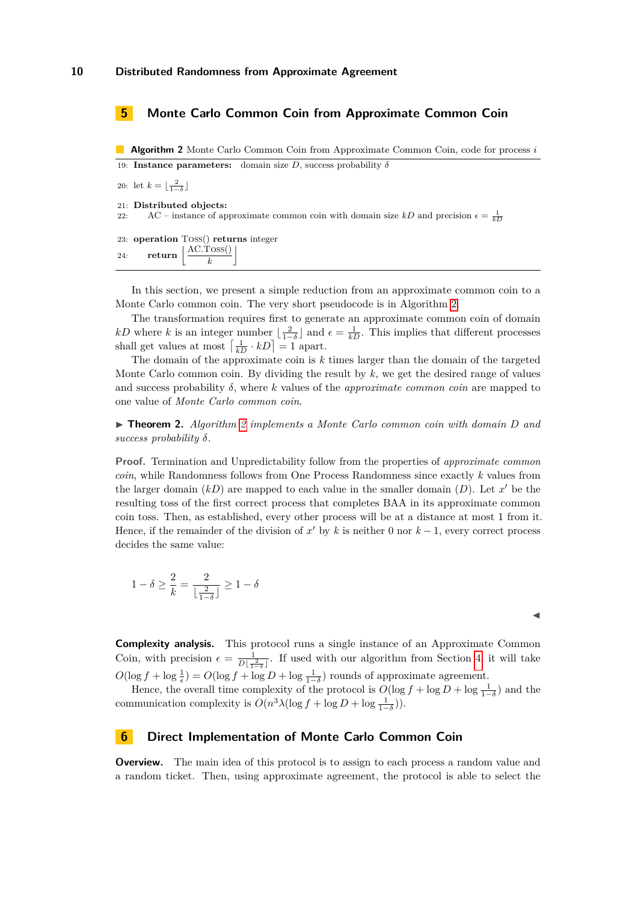## 5 Monte Carlo Common Coin from Approximate Common Coin

**Algorithm 2** Monte Carlo Common Coin from Approximate Common Coin, code for process $i$

```
19: Instance parameters:   domain size D, success probability δ
20: let k = ⌊2/(1−δ)⌋
21: Distributed objects:
22:     AC – instance of approximate common coin with domain size kD and precision ϵ = 1/(kD)
23: operation Toss() returns integer
24:     return ⌊AC.Toss()/k⌋
```

In this section, we present a simple reduction from an approximate common coin to a Monte Carlo common coin. The very short pseudocode is in Algorithm 2.

The transformation requires first to generate an approximate common coin of domain $kD$ where $k$ is an integer number $\lfloor \frac{2}{1-\delta} \rfloor$ and $\epsilon = \frac{1}{kD}$. This implies that different processes shall get values at most $\lceil \frac{1}{kD} \cdot kD \rceil = 1$ apart.

The domain of the approximate coin is $k$ times larger than the domain of the targeted Monte Carlo common coin. By dividing the result by $k$, we get the desired range of values and success probability $\delta$, where $k$ values of the *approximate common coin* are mapped to one value of *Monte Carlo common coin*.

▶ **Theorem 2.** *Algorithm 2 implements a Monte Carlo common coin with domain $D$ and success probability $\delta$.*

**Proof.** Termination and Unpredictability follow from the properties of *approximate common coin*, while Randomness follows from One Process Randomness since exactly $k$ values from the larger domain ($kD$) are mapped to each value in the smaller domain ($D$). Let $x'$ be the resulting toss of the first correct process that completes BAA in its approximate common coin toss. Then, as established, every other process will be at a distance at most 1 from it. Hence, if the remainder of the division of $x'$ by $k$ is neither 0 nor $k-1$, every correct process decides the same value:

$$1 - \delta \geq \frac{2}{k} = \frac{2}{\lfloor \frac{2}{1-\delta} \rfloor} \geq 1 - \delta$$

◀

**Complexity analysis.** This protocol runs a single instance of an Approximate Common Coin, with precision $\epsilon = \frac{1}{D\lfloor \frac{2}{1-\delta} \rfloor}$. If used with our algorithm from Section 4, it will take $O(\log f + \log \frac{1}{\epsilon}) = O(\log f + \log D + \log \frac{1}{1-\delta})$ rounds of approximate agreement.

Hence, the overall time complexity of the protocol is $O(\log f + \log D + \log \frac{1}{1-\delta})$ and the communication complexity is $O(n^3\lambda(\log f + \log D + \log \frac{1}{1-\delta}))$.

## 6 Direct Implementation of Monte Carlo Common Coin

**Overview.** The main idea of this protocol is to assign to each process a random value and a random ticket. Then, using approximate agreement, the protocol is able to select the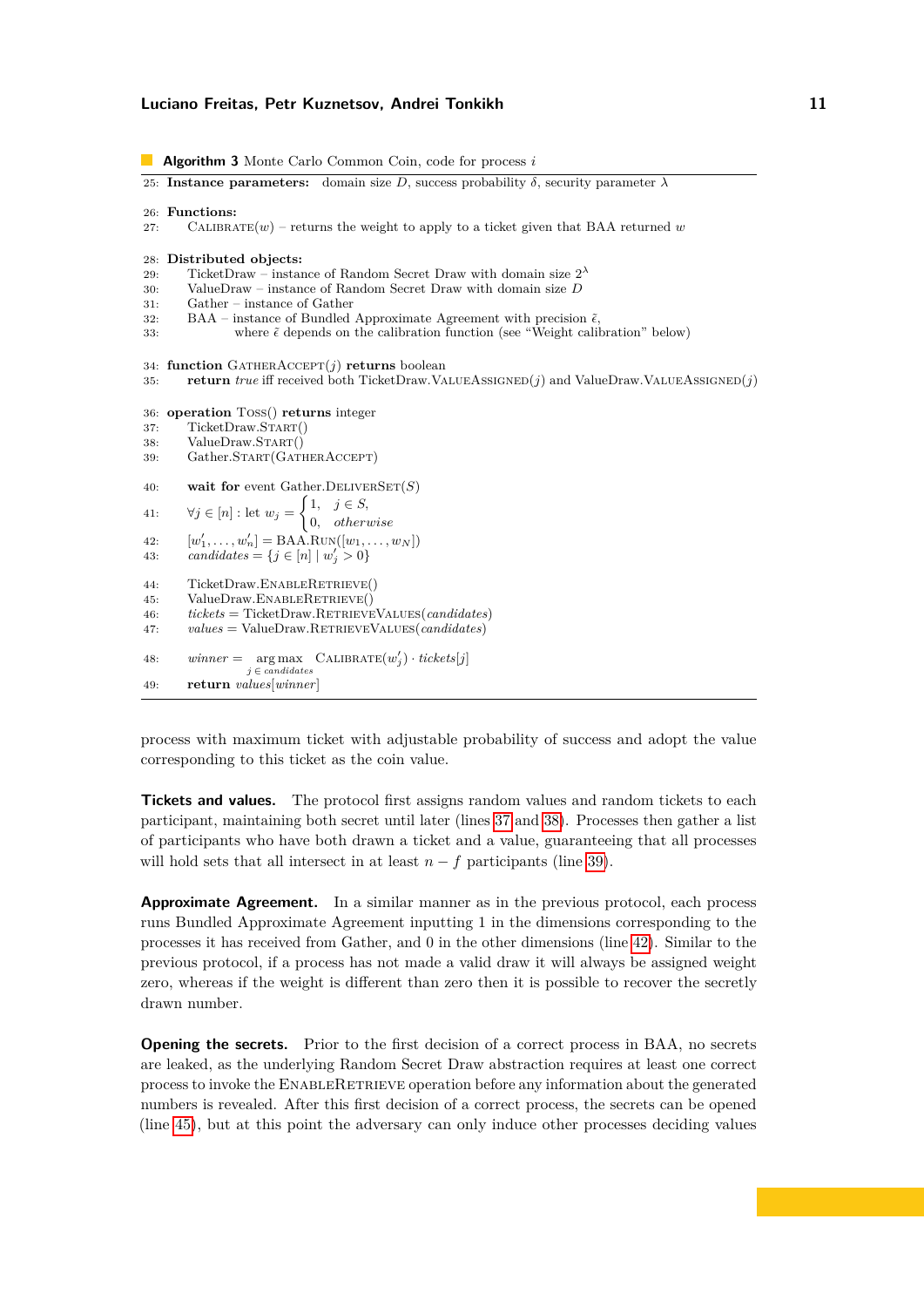**Algorithm 3** Monte Carlo Common Coin, code for process $i$

```
25: Instance parameters: domain size D, success probability δ, security parameter λ

26: Functions:
27:     Calibrate(w) – returns the weight to apply to a ticket given that BAA returned w

28: Distributed objects:
29:     TicketDraw – instance of Random Secret Draw with domain size 2^λ
30:     ValueDraw – instance of Random Secret Draw with domain size D
31:     Gather – instance of Gather
32:     BAA – instance of Bundled Approximate Agreement with precision ε̃,
33:           where ε̃ depends on the calibration function (see "Weight calibration" below)

34: function GatherAccept(j) returns boolean
35:     return true iff received both TicketDraw.ValueAssigned(j) and ValueDraw.ValueAssigned(j)

36: operation Toss() returns integer
37:     TicketDraw.Start()
38:     ValueDraw.Start()
39:     Gather.Start(GatherAccept)

40:     wait for event Gather.DeliverSet(S)
41:     ∀j ∈ [n] : let w_j = { 1, j ∈ S,
                              0, otherwise
42:     [w'_1, ..., w'_n] = BAA.Run([w_1, ..., w_N])
43:     candidates = {j ∈ [n] | w'_j > 0}

44:     TicketDraw.EnableRetrieve()
45:     ValueDraw.EnableRetrieve()
46:     tickets = TicketDraw.RetrieveValues(candidates)
47:     values = ValueDraw.RetrieveValues(candidates)

48:     winner = argmax_{j ∈ candidates} Calibrate(w'_j) · tickets[j]
49:     return values[winner]
```

process with maximum ticket with adjustable probability of success and adopt the value corresponding to this ticket as the coin value.

**Tickets and values.** The protocol first assigns random values and random tickets to each participant, maintaining both secret until later (lines 37 and 38). Processes then gather a list of participants who have both drawn a ticket and a value, guaranteeing that all processes will hold sets that all intersect in at least $n - f$ participants (line 39).

**Approximate Agreement.** In a similar manner as in the previous protocol, each process runs Bundled Approximate Agreement inputting 1 in the dimensions corresponding to the processes it has received from Gather, and 0 in the other dimensions (line 42). Similar to the previous protocol, if a process has not made a valid draw it will always be assigned weight zero, whereas if the weight is different than zero then it is possible to recover the secretly drawn number.

**Opening the secrets.** Prior to the first decision of a correct process in BAA, no secrets are leaked, as the underlying Random Secret Draw abstraction requires at least one correct process to invoke the EnableRetrieve operation before any information about the generated numbers is revealed. After this first decision of a correct process, the secrets can be opened (line 45), but at this point the adversary can only induce other processes deciding values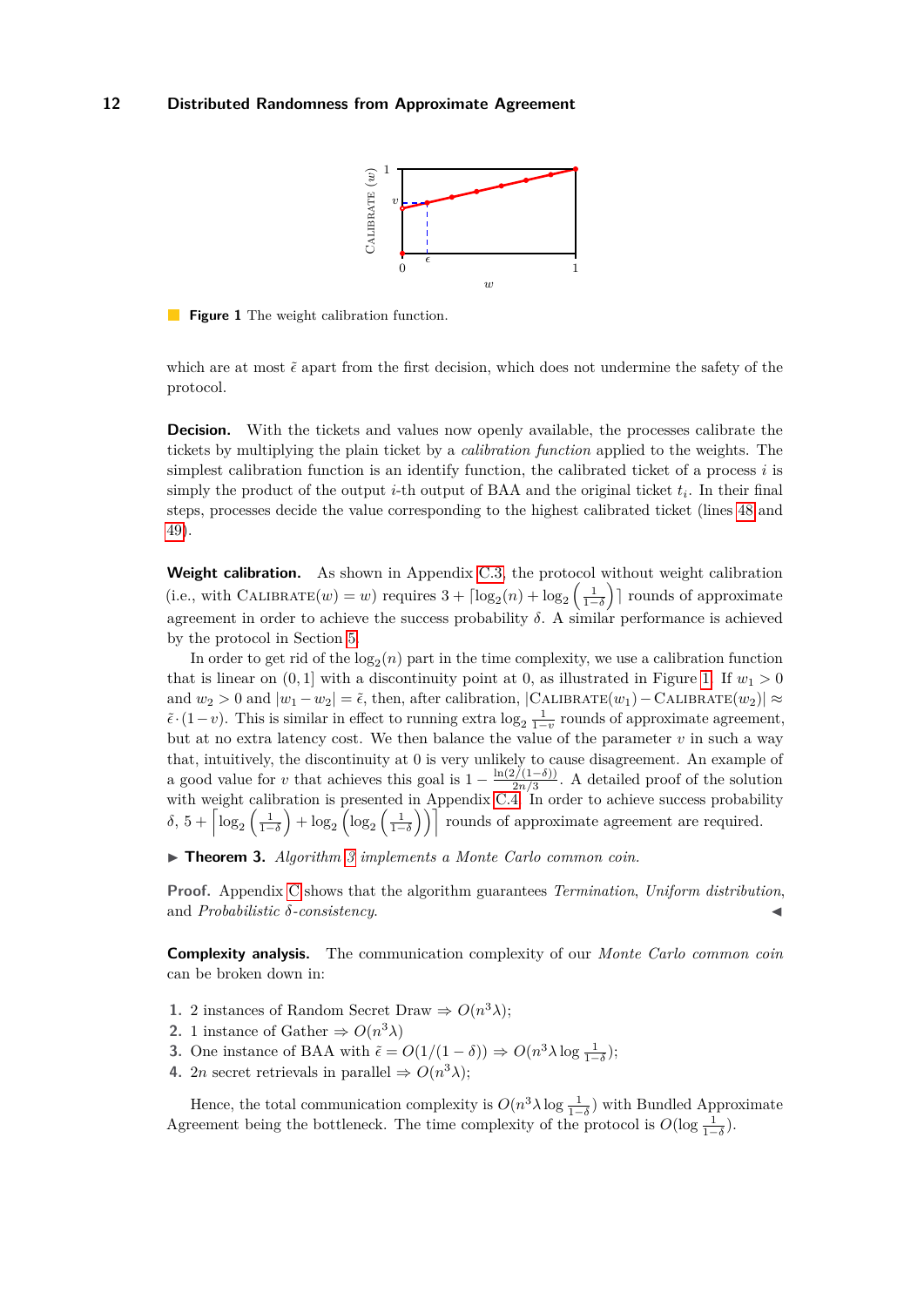**Figure 1** The weight calibration function.

which are at most $\tilde{\epsilon}$ apart from the first decision, which does not undermine the safety of the protocol.

**Decision.** With the tickets and values now openly available, the processes calibrate the tickets by multiplying the plain ticket by a *calibration function* applied to the weights. The simplest calibration function is an identify function, and the calibrated ticket of a process $i$ is simply the product of the output $i$-th output of BAA and the original ticket $t_i$. In their final steps, processes decide the value corresponding to the highest calibrated ticket (lines 48 and 49).

**Weight calibration.** As shown in Appendix C.3, the protocol without weight calibration (i.e., with $\textsc{Calibrate}(w) = w$) requires $3 + \lceil \log_2(n) + \log_2\left(\frac{1}{1-\delta}\right) \rceil$ rounds of approximate agreement in order to achieve the success probability $\delta$. A similar performance is achieved by the protocol in Section 5.

In order to get rid of the $\log_2(n)$ part in the time complexity, we use a calibration function that is linear on $(0, 1]$ with a discontinuity point at 0, as illustrated in Figure 1. If $w_1 > 0$ and $w_2 > 0$ and $|w_1 - w_2| = \tilde{\epsilon}$, then, after calibration, $|\textsc{Calibrate}(w_1) - \textsc{Calibrate}(w_2)| \approx \tilde{\epsilon} \cdot (1 - v)$. This is similar in effect to running extra $\log_2 \frac{1}{1-v}$ rounds of approximate agreement, but at no extra latency cost. We then balance the value of the parameter $v$ in such a way that, intuitively, the discontinuity at 0 is very unlikely to cause disagreement. An example of a good value for $v$ that achieves this goal is $1 - \frac{\ln(2/(1-\delta))}{2n/3}$. A detailed proof of the solution with weight calibration is presented in Appendix C.4. In order to achieve success probability $\delta$, $5 + \left\lceil \log_2\left(\frac{1}{1-\delta}\right) + \log_2\left(\log_2\left(\frac{1}{1-\delta}\right)\right) \right\rceil$ rounds of approximate agreement are required.

▶ **Theorem 3.** *Algorithm 3 implements a Monte Carlo common coin.*

**Proof.** Appendix C shows that the algorithm guarantees *Termination*, *Uniform distribution*, and *Probabilistic $\delta$-consistency*. ◀

**Complexity analysis.** The communication complexity of our *Monte Carlo common coin* can be broken down in:

1. 2 instances of Random Secret Draw $\Rightarrow O(n^3\lambda)$;
2. 1 instance of Gather $\Rightarrow O(n^3\lambda)$
3. One instance of BAA with $\tilde{\epsilon} = O(1/(1-\delta)) \Rightarrow O(n^3\lambda \log \frac{1}{1-\delta})$;
4. $2n$ secret retrievals in parallel $\Rightarrow O(n^3\lambda)$;

Hence, the total communication complexity is $O(n^3\lambda \log \frac{1}{1-\delta})$ with Bundled Approximate Agreement being the bottleneck. The time complexity of the protocol is $O(\log \frac{1}{1-\delta})$.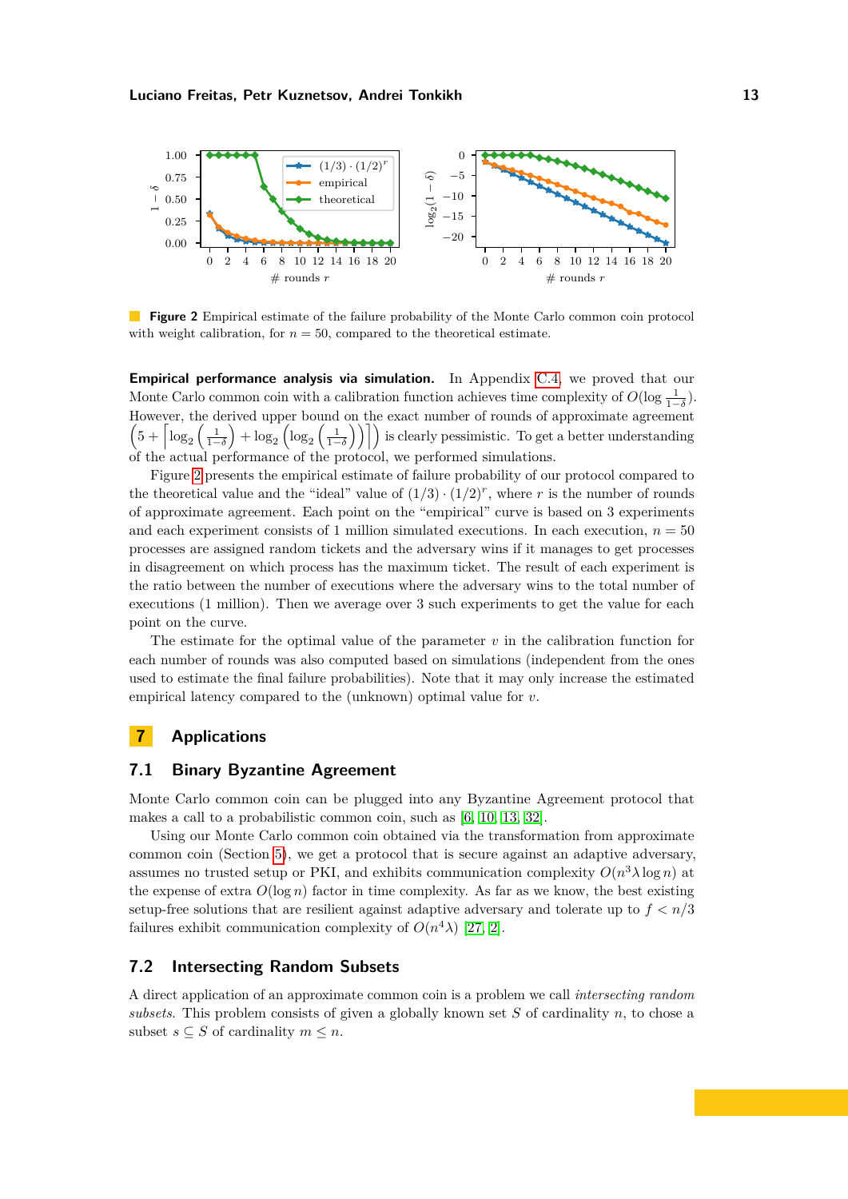**Figure 2** Empirical estimate of the failure probability of the Monte Carlo common coin protocol with weight calibration, for $n = 50$, compared to the theoretical estimate.

**Empirical performance analysis via simulation.** In Appendix C.4, we proved that our Monte Carlo common coin with a calibration function achieves time complexity of $O(\log \frac{1}{1-\delta})$. However, the derived upper bound on the exact number of rounds of approximate agreement $\left(5 + \left\lceil \log_2\left(\frac{1}{1-\delta}\right) + \log_2\left(\log_2\left(\frac{1}{1-\delta}\right)\right)\right\rceil\right)$ is clearly pessimistic. To get a better understanding of the actual performance of the protocol, we performed simulations.

Figure 2 presents the empirical estimate of failure probability of our protocol compared to the theoretical value and the "ideal" value of $(1/3) \cdot (1/2)^r$, where $r$ is the number of rounds of approximate agreement. Each point on the "empirical" curve is based on 3 experiments and each experiment consists of 1 million simulated executions. In each execution, $n = 50$ processes are assigned random tickets and the adversary wins if it manages to get processes in disagreement on which process has the maximum ticket. The result of each experiment is the ratio between the number of executions where the adversary wins to the total number of executions (1 million). Then we average over 3 such experiments to get the value for each point on the curve.

The estimate for the optimal value of the parameter $v$ in the calibration function for each number of rounds was also computed based on simulations (independent from the ones used to estimate the final failure probabilities). Note that it may only increase the estimated empirical latency compared to the (unknown) optimal value for $v$.

# 7 Applications

## 7.1 Binary Byzantine Agreement

Monte Carlo common coin can be plugged into any Byzantine Agreement protocol that makes a call to a probabilistic common coin, such as [6, 10, 13, 32].

Using our Monte Carlo common coin obtained via the transformation from approximate common coin (Section 5), we get a protocol that is secure against an adaptive adversary, assumes no trusted setup or PKI, and exhibits communication complexity $O(n^3 \lambda \log n)$ at the expense of extra $O(\log n)$ factor in time complexity. As far as we know, the best existing setup-free solutions that are resilient against adaptive adversary and tolerate up to $f < n/3$ failures exhibit communication complexity of $O(n^4 \lambda)$ [27, 2].

## 7.2 Intersecting Random Subsets

A direct application of an approximate common coin is a problem we call *intersecting random subsets*. This problem consists of given a globally known set $S$ of cardinality $n$, to chose a subset $s \subseteq S$ of cardinality $m \leq n$.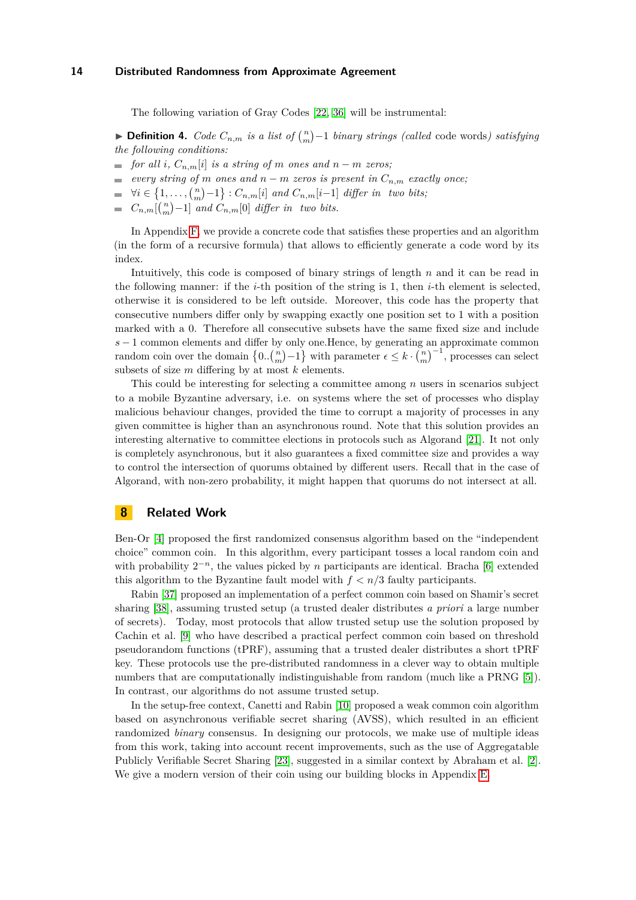The following variation of Gray Codes [22, 36] will be instrumental:

▶ **Definition 4.** *Code $C_{n,m}$ is a list of $\binom{n}{m}-1$ binary strings (called* code words*) satisfying the following conditions:*

- *for all $i$, $C_{n,m}[i]$ is a string of $m$ ones and $n-m$ zeros;*
- *every string of $m$ ones and $n-m$ zeros is present in $C_{n,m}$ exactly once;*
- *$\forall i \in \left\{1, \ldots, \binom{n}{m}-1\right\} : C_{n,m}[i]$ and $C_{n,m}[i-1]$ differ in two bits;*
- *$C_{n,m}[\binom{n}{m}-1]$ and $C_{n,m}[0]$ differ in two bits.*

In Appendix F, we provide a concrete code that satisfies these properties and an algorithm (in the form of a recursive formula) that allows to efficiently generate a code word by its index.

Intuitively, this code is composed of binary strings of length $n$ and it can be read in the following manner: if the $i$-th position of the string is 1, then $i$-th element is selected, otherwise it is considered to be left outside. Moreover, this code has the property that consecutive numbers differ only by swapping exactly one position set to 1 with a position marked with a 0. Therefore all consecutive subsets have the same fixed size and include $s-1$ common elements and differ by only one.Hence, by generating an approximate common random coin over the domain $\left\{0..\binom{n}{m}-1\right\}$ with parameter $\epsilon \leq k \cdot \binom{n}{m}^{-1}$, processes can select subsets of size $m$ differing by at most $k$ elements.

This could be interesting for selecting a committee among $n$ users in scenarios subject to a mobile Byzantine adversary, i.e. on systems where the set of processes who display malicious behaviour changes, provided the time to corrupt a majority of processes in any given committee is higher than an asynchronous round. Note that this solution provides an interesting alternative to committee elections in protocols such as Algorand [21]. It not only is completely asynchronous, but it also guarantees a fixed committee size and provides a way to control the intersection of quorums obtained by different users. Recall that in the case of Algorand, with non-zero probability, it might happen that quorums do not intersect at all.

## 8 Related Work

Ben-Or [4] proposed the first randomized consensus algorithm based on the "independent choice" common coin. In this algorithm, every participant tosses a local random coin and with probability $2^{-n}$, the values picked by $n$ participants are identical. Bracha [6] extended this algorithm to the Byzantine fault model with $f < n/3$ faulty participants.

Rabin [37] proposed an implementation of a perfect common coin based on Shamir's secret sharing [38], assuming trusted setup (a trusted dealer distributes *a priori* a large number of secrets). Today, most protocols that allow trusted setup use the solution proposed by Cachin et al. [9] who have described a practical perfect common coin based on threshold pseudorandom functions (tPRF), assuming that a trusted dealer distributes a short tPRF key. These protocols use the pre-distributed randomness in a clever way to obtain multiple numbers that are computationally indistinguishable from random (much like a PRNG [5]). In contrast, our algorithms do not assume trusted setup.

In the setup-free context, Canetti and Rabin [10] proposed a weak common coin algorithm based on asynchronous verifiable secret sharing (AVSS), which resulted in an efficient randomized *binary* consensus. In designing our protocols, we make use of multiple ideas from this work, taking into account recent improvements, such as the use of Aggregatable Publicly Verifiable Secret Sharing [23], suggested in a similar context by Abraham et al. [2]. We give a modern version of their coin using our building blocks in Appendix E.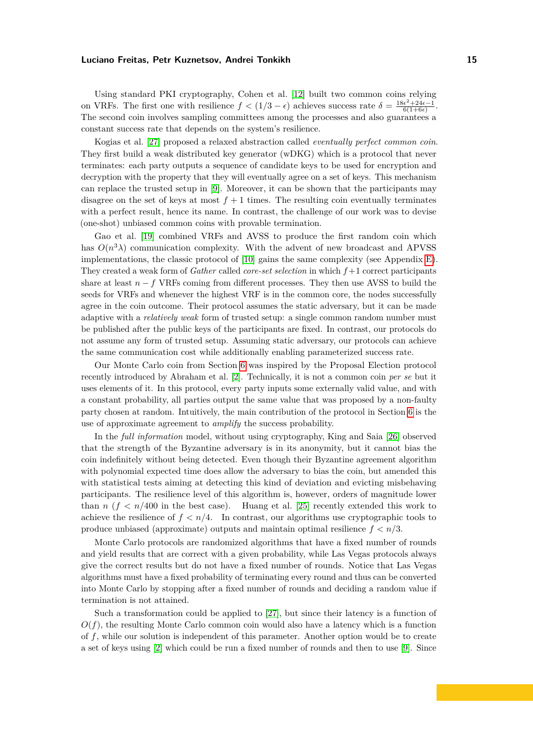Using standard PKI cryptography, Cohen et al. [12] built two common coins relying on VRFs. The first one with resilience $f < (1/3 - \epsilon)$ achieves success rate $\delta = \frac{18\epsilon^2+24\epsilon-1}{6(1+6\epsilon)}$. The second coin involves sampling committees among the processes and also guarantees a constant success rate that depends on the system's resilience.

Kogias et al. [27] proposed a relaxed abstraction called *eventually perfect common coin*. They first build a weak distributed key generator (wDKG) which is a protocol that never terminates: each party outputs a sequence of candidate keys to be used for encryption and decryption with the property that they will eventually agree on a set of keys. This mechanism can replace the trusted setup in [9]. Moreover, it can be shown that the participants may disagree on the set of keys at most $f + 1$ times. The resulting coin eventually terminates with a perfect result, hence its name. In contrast, the challenge of our work was to devise (one-shot) unbiased common coins with provable termination.

Gao et al. [19] combined VRFs and AVSS to produce the first random coin which has $O(n^3\lambda)$ communication complexity. With the advent of new broadcast and APVSS implementations, the classic protocol of [10] gains the same complexity (see Appendix E). They created a weak form of *Gather* called *core-set selection* in which $f+1$ correct participants share at least $n - f$ VRFs coming from different processes. They then use AVSS to build the seeds for VRFs and whenever the highest VRF is in the common core, the nodes successfully agree in the coin outcome. Their protocol assumes the static adversary, but it can be made adaptive with a *relatively weak* form of trusted setup: a single common random number must be published after the public keys of the participants are fixed. In contrast, our protocols do not assume any form of trusted setup. Assuming static adversary, our protocols can achieve the same communication cost while additionally enabling parameterized success rate.

Our Monte Carlo coin from Section 6 was inspired by the Proposal Election protocol recently introduced by Abraham et al. [2]. Technically, it is not a common coin *per se* but it uses elements of it. In this protocol, every party inputs some externally valid value, and with a constant probability, all parties output the same value that was proposed by a non-faulty party chosen at random. Intuitively, the main contribution of the protocol in Section 6 is the use of approximate agreement to *amplify* the success probability.

In the *full information* model, without using cryptography, King and Saia [26] observed that the strength of the Byzantine adversary is in its anonymity, but it cannot bias the coin indefinitely without being detected. Even though their Byzantine agreement algorithm with polynomial expected time does allow the adversary to bias the coin, but amended this with statistical tests aiming at detecting this kind of deviation and evicting misbehaving participants. The resilience level of this algorithm is, however, orders of magnitude lower than $n$ ($f < n/400$ in the best case). Huang et al. [25] recently extended this work to achieve the resilience of $f < n/4$. In contrast, our algorithms use cryptographic tools to produce unbiased (approximate) outputs and maintain optimal resilience $f < n/3$.

Monte Carlo protocols are randomized algorithms that have a fixed number of rounds and yield results that are correct with a given probability, while Las Vegas protocols always give the correct results but do not have a fixed number of rounds. Notice that Las Vegas algorithms must have a fixed probability of terminating every round and thus can be converted into Monte Carlo by stopping after a fixed number of rounds and deciding a random value if termination is not attained.

Such a transformation could be applied to [27], but since their latency is a function of $O(f)$, the resulting Monte Carlo common coin would also have a latency which is a function of $f$, while our solution is independent of this parameter. Another option would be to create a set of keys using [2] which could be run a fixed number of rounds and then to use [9]. Since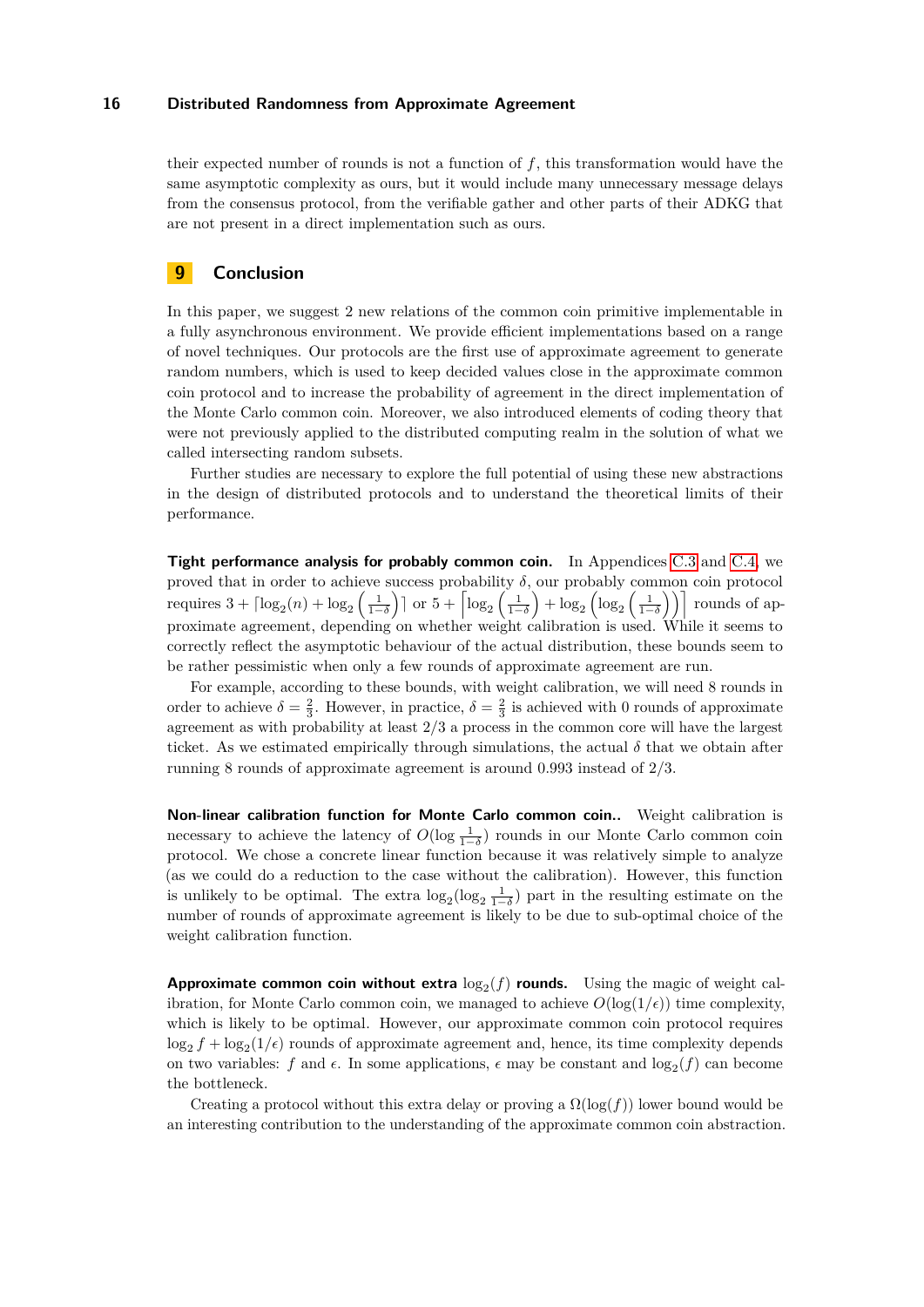their expected number of rounds is not a function of $f$, this transformation would have the same asymptotic complexity as ours, but it would include many unnecessary message delays from the consensus protocol, from the verifiable gather and other parts of their ADKG that are not present in a direct implementation such as ours.

## 9 Conclusion

In this paper, we suggest 2 new relations of the common coin primitive implementable in a fully asynchronous environment. We provide efficient implementations based on a range of novel techniques. Our protocols are the first use of approximate agreement to generate random numbers, which is used to keep decided values close in the approximate common coin protocol and to increase the probability of agreement in the direct implementation of the Monte Carlo common coin. Moreover, we also introduced elements of coding theory that were not previously applied to the distributed computing realm in the solution of what we called intersecting random subsets.

Further studies are necessary to explore the full potential of using these new abstractions in the design of distributed protocols and to understand the theoretical limits of their performance.

**Tight performance analysis for probably common coin.** In Appendices C.3 and C.4, we proved that in order to achieve success probability $\delta$, our probably common coin protocol requires $3 + \lceil \log_2(n) + \log_2\left(\frac{1}{1-\delta}\right) \rceil$ or $5 + \left\lceil \log_2\left(\frac{1}{1-\delta}\right) + \log_2\left(\log_2\left(\frac{1}{1-\delta}\right)\right) \right\rceil$ rounds of approximate agreement, depending on whether weight calibration is used. While it seems to correctly reflect the asymptotic behaviour of the actual distribution, these bounds seem to be rather pessimistic when only a few rounds of approximate agreement are run.

For example, according to these bounds, with weight calibration, we will need 8 rounds in order to achieve $\delta = \frac{2}{3}$. However, in practice, $\delta = \frac{2}{3}$ is achieved with 0 rounds of approximate agreement as with probability at least $2/3$ a process in the common core will have the largest ticket. As we estimated empirically through simulations, the actual $\delta$ that we obtain after running 8 rounds of approximate agreement is around 0.993 instead of $2/3$.

**Non-linear calibration function for Monte Carlo common coin..** Weight calibration is necessary to achieve the latency of $O(\log \frac{1}{1-\delta})$ rounds in our Monte Carlo common coin protocol. We chose a concrete linear function because it was relatively simple to analyze (as we could do a reduction to the case without the calibration). However, this function is unlikely to be optimal. The extra $\log_2(\log_2 \frac{1}{1-\delta})$ part in the resulting estimate on the number of rounds of approximate agreement is likely to be due to sub-optimal choice of the weight calibration function.

**Approximate common coin without extra $\log_2(f)$ rounds.** Using the magic of weight calibration, for Monte Carlo common coin, we managed to achieve $O(\log(1/\epsilon))$ time complexity, which is likely to be optimal. However, our approximate common coin protocol requires $\log_2 f + \log_2(1/\epsilon)$ rounds of approximate agreement and, hence, its time complexity depends on two variables: $f$ and $\epsilon$. In some applications, $\epsilon$ may be constant and $\log_2(f)$ can become the bottleneck.

Creating a protocol without this extra delay or proving a $\Omega(\log(f))$ lower bound would be an interesting contribution to the understanding of the approximate common coin abstraction.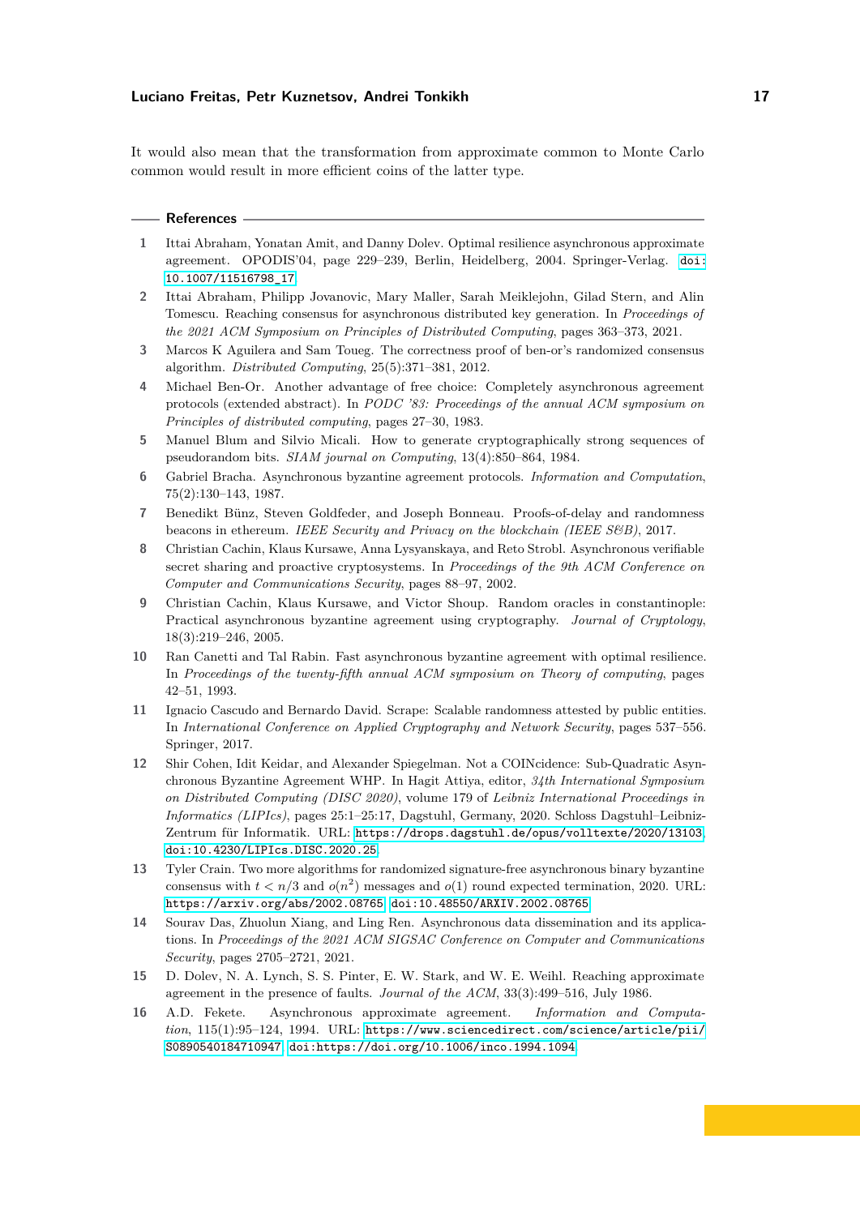It would also mean that the transformation from approximate common to Monte Carlo common would result in more efficient coins of the latter type.

## References

1. Ittai Abraham, Yonatan Amit, and Danny Dolev. Optimal resilience asynchronous approximate agreement. OPODIS'04, page 229–239, Berlin, Heidelberg, 2004. Springer-Verlag. doi:10.1007/11516798_17.
2. Ittai Abraham, Philipp Jovanovic, Mary Maller, Sarah Meiklejohn, Gilad Stern, and Alin Tomescu. Reaching consensus for asynchronous distributed key generation. In *Proceedings of the 2021 ACM Symposium on Principles of Distributed Computing*, pages 363–373, 2021.
3. Marcos K Aguilera and Sam Toueg. The correctness proof of ben-or's randomized consensus algorithm. *Distributed Computing*, 25(5):371–381, 2012.
4. Michael Ben-Or. Another advantage of free choice: Completely asynchronous agreement protocols (extended abstract). In *PODC '83: Proceedings of the annual ACM symposium on Principles of distributed computing*, pages 27–30, 1983.
5. Manuel Blum and Silvio Micali. How to generate cryptographically strong sequences of pseudorandom bits. *SIAM journal on Computing*, 13(4):850–864, 1984.
6. Gabriel Bracha. Asynchronous byzantine agreement protocols. *Information and Computation*, 75(2):130–143, 1987.
7. Benedikt Bünz, Steven Goldfeder, and Joseph Bonneau. Proofs-of-delay and randomness beacons in ethereum. *IEEE Security and Privacy on the blockchain (IEEE S&B)*, 2017.
8. Christian Cachin, Klaus Kursawe, Anna Lysyanskaya, and Reto Strobl. Asynchronous verifiable secret sharing and proactive cryptosystems. In *Proceedings of the 9th ACM Conference on Computer and Communications Security*, pages 88–97, 2002.
9. Christian Cachin, Klaus Kursawe, and Victor Shoup. Random oracles in constantinople: Practical asynchronous byzantine agreement using cryptography. *Journal of Cryptology*, 18(3):219–246, 2005.
10. Ran Canetti and Tal Rabin. Fast asynchronous byzantine agreement with optimal resilience. In *Proceedings of the twenty-fifth annual ACM symposium on Theory of computing*, pages 42–51, 1993.
11. Ignacio Cascudo and Bernardo David. Scrape: Scalable randomness attested by public entities. In *International Conference on Applied Cryptography and Network Security*, pages 537–556. Springer, 2017.
12. Shir Cohen, Idit Keidar, and Alexander Spiegelman. Not a COINcidence: Sub-Quadratic Asynchronous Byzantine Agreement WHP. In Hagit Attiya, editor, *34th International Symposium on Distributed Computing (DISC 2020)*, volume 179 of *Leibniz International Proceedings in Informatics (LIPIcs)*, pages 25:1–25:17, Dagstuhl, Germany, 2020. Schloss Dagstuhl–Leibniz-Zentrum für Informatik. URL: https://drops.dagstuhl.de/opus/volltexte/2020/13103, doi:10.4230/LIPIcs.DISC.2020.25.
13. Tyler Crain. Two more algorithms for randomized signature-free asynchronous binary byzantine consensus with $t < n/3$ and $o(n^2)$ messages and $o(1)$ round expected termination, 2020. URL: https://arxiv.org/abs/2002.08765, doi:10.48550/ARXIV.2002.08765.
14. Sourav Das, Zhuolun Xiang, and Ling Ren. Asynchronous data dissemination and its applications. In *Proceedings of the 2021 ACM SIGSAC Conference on Computer and Communications Security*, pages 2705–2721, 2021.
15. D. Dolev, N. A. Lynch, S. S. Pinter, E. W. Stark, and W. E. Weihl. Reaching approximate agreement in the presence of faults. *Journal of the ACM*, 33(3):499–516, July 1986.
16. A.D. Fekete. Asynchronous approximate agreement. *Information and Computation*, 115(1):95–124, 1994. URL: https://www.sciencedirect.com/science/article/pii/S0890540184710947, doi:https://doi.org/10.1006/inco.1994.1094.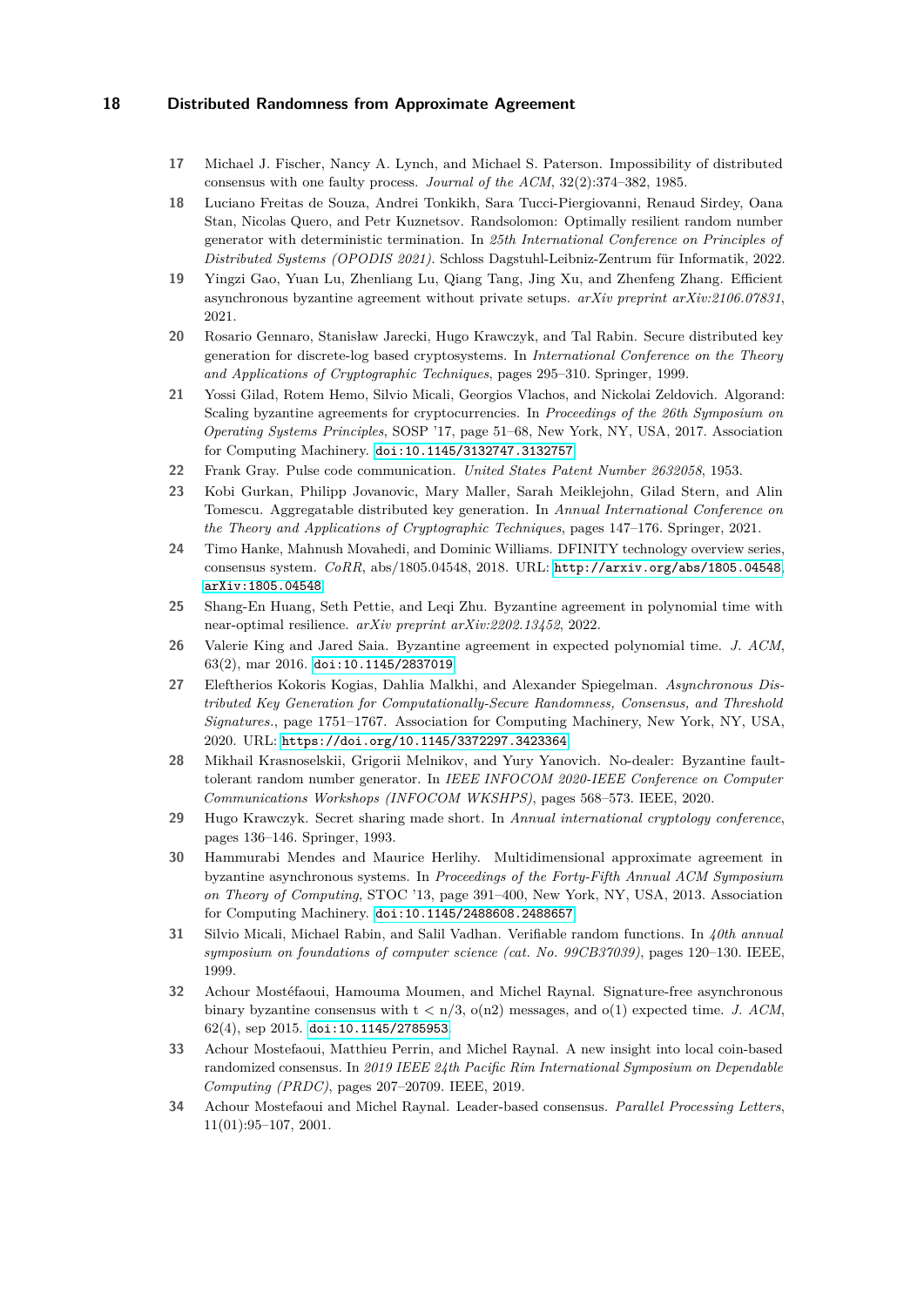17 Michael J. Fischer, Nancy A. Lynch, and Michael S. Paterson. Impossibility of distributed consensus with one faulty process. *Journal of the ACM*, 32(2):374–382, 1985.

18 Luciano Freitas de Souza, Andrei Tonkikh, Sara Tucci-Piergiovanni, Renaud Sirdey, Oana Stan, Nicolas Quero, and Petr Kuznetsov. Randsolomon: Optimally resilient random number generator with deterministic termination. In *25th International Conference on Principles of Distributed Systems (OPODIS 2021)*. Schloss Dagstuhl-Leibniz-Zentrum für Informatik, 2022.

19 Yingzi Gao, Yuan Lu, Zhenliang Lu, Qiang Tang, Jing Xu, and Zhenfeng Zhang. Efficient asynchronous byzantine agreement without private setups. *arXiv preprint arXiv:2106.07831*, 2021.

20 Rosario Gennaro, Stanisław Jarecki, Hugo Krawczyk, and Tal Rabin. Secure distributed key generation for discrete-log based cryptosystems. In *International Conference on the Theory and Applications of Cryptographic Techniques*, pages 295–310. Springer, 1999.

21 Yossi Gilad, Rotem Hemo, Silvio Micali, Georgios Vlachos, and Nickolai Zeldovich. Algorand: Scaling byzantine agreements for cryptocurrencies. In *Proceedings of the 26th Symposium on Operating Systems Principles*, SOSP '17, page 51–68, New York, NY, USA, 2017. Association for Computing Machinery. doi:10.1145/3132747.3132757.

22 Frank Gray. Pulse code communication. *United States Patent Number 2632058*, 1953.

23 Kobi Gurkan, Philipp Jovanovic, Mary Maller, Sarah Meiklejohn, Gilad Stern, and Alin Tomescu. Aggregatable distributed key generation. In *Annual International Conference on the Theory and Applications of Cryptographic Techniques*, pages 147–176. Springer, 2021.

24 Timo Hanke, Mahnush Movahedi, and Dominic Williams. DFINITY technology overview series, consensus system. *CoRR*, abs/1805.04548, 2018. URL: http://arxiv.org/abs/1805.04548, arXiv:1805.04548.

25 Shang-En Huang, Seth Pettie, and Leqi Zhu. Byzantine agreement in polynomial time with near-optimal resilience. *arXiv preprint arXiv:2202.13452*, 2022.

26 Valerie King and Jared Saia. Byzantine agreement in expected polynomial time. *J. ACM*, 63(2), mar 2016. doi:10.1145/2837019.

27 Eleftherios Kokoris Kogias, Dahlia Malkhi, and Alexander Spiegelman. *Asynchronous Distributed Key Generation for Computationally-Secure Randomness, Consensus, and Threshold Signatures.*, page 1751–1767. Association for Computing Machinery, New York, NY, USA, 2020. URL: https://doi.org/10.1145/3372297.3423364.

28 Mikhail Krasnoselskii, Grigorii Melnikov, and Yury Yanovich. No-dealer: Byzantine fault-tolerant random number generator. In *IEEE INFOCOM 2020-IEEE Conference on Computer Communications Workshops (INFOCOM WKSHPS)*, pages 568–573. IEEE, 2020.

29 Hugo Krawczyk. Secret sharing made short. In *Annual international cryptology conference*, pages 136–146. Springer, 1993.

30 Hammurabi Mendes and Maurice Herlihy. Multidimensional approximate agreement in byzantine asynchronous systems. In *Proceedings of the Forty-Fifth Annual ACM Symposium on Theory of Computing*, STOC '13, page 391–400, New York, NY, USA, 2013. Association for Computing Machinery. doi:10.1145/2488608.2488657.

31 Silvio Micali, Michael Rabin, and Salil Vadhan. Verifiable random functions. In *40th annual symposium on foundations of computer science (cat. No. 99CB37039)*, pages 120–130. IEEE, 1999.

32 Achour Mostéfaoui, Hamouma Moumen, and Michel Raynal. Signature-free asynchronous binary byzantine consensus with t < n/3, o(n2) messages, and o(1) expected time. *J. ACM*, 62(4), sep 2015. doi:10.1145/2785953.

33 Achour Mostefaoui, Matthieu Perrin, and Michel Raynal. A new insight into local coin-based randomized consensus. In *2019 IEEE 24th Pacific Rim International Symposium on Dependable Computing (PRDC)*, pages 207–20709. IEEE, 2019.

34 Achour Mostefaoui and Michel Raynal. Leader-based consensus. *Parallel Processing Letters*, 11(01):95–107, 2001.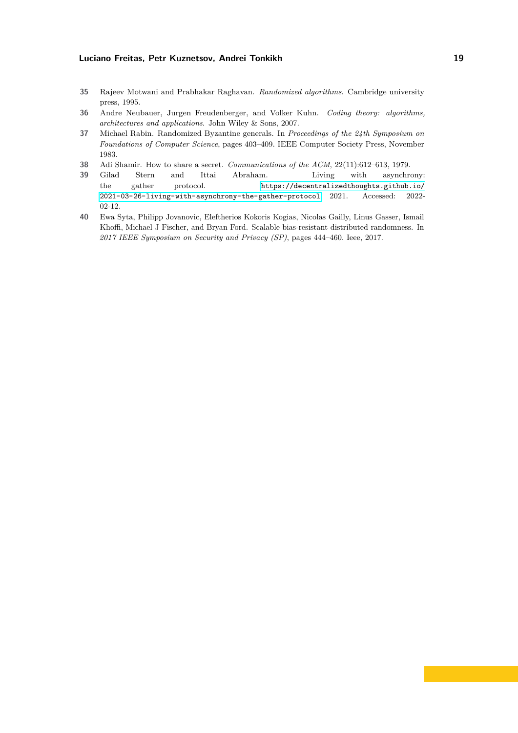35. Rajeev Motwani and Prabhakar Raghavan. *Randomized algorithms*. Cambridge university press, 1995.
36. Andre Neubauer, Jurgen Freudenberger, and Volker Kuhn. *Coding theory: algorithms, architectures and applications*. John Wiley & Sons, 2007.
37. Michael Rabin. Randomized Byzantine generals. In *Proceedings of the 24th Symposium on Foundations of Computer Science*, pages 403–409. IEEE Computer Society Press, November 1983.
38. Adi Shamir. How to share a secret. *Communications of the ACM*, 22(11):612–613, 1979.
39. Gilad Stern and Ittai Abraham. Living with asynchrony: the gather protocol. https://decentralizedthoughts.github.io/2021-03-26-living-with-asynchrony-the-gather-protocol, 2021. Accessed: 2022-02-12.
40. Ewa Syta, Philipp Jovanovic, Eleftherios Kokoris Kogias, Nicolas Gailly, Linus Gasser, Ismail Khoffi, Michael J Fischer, and Bryan Ford. Scalable bias-resistant distributed randomness. In *2017 IEEE Symposium on Security and Privacy (SP)*, pages 444–460. Ieee, 2017.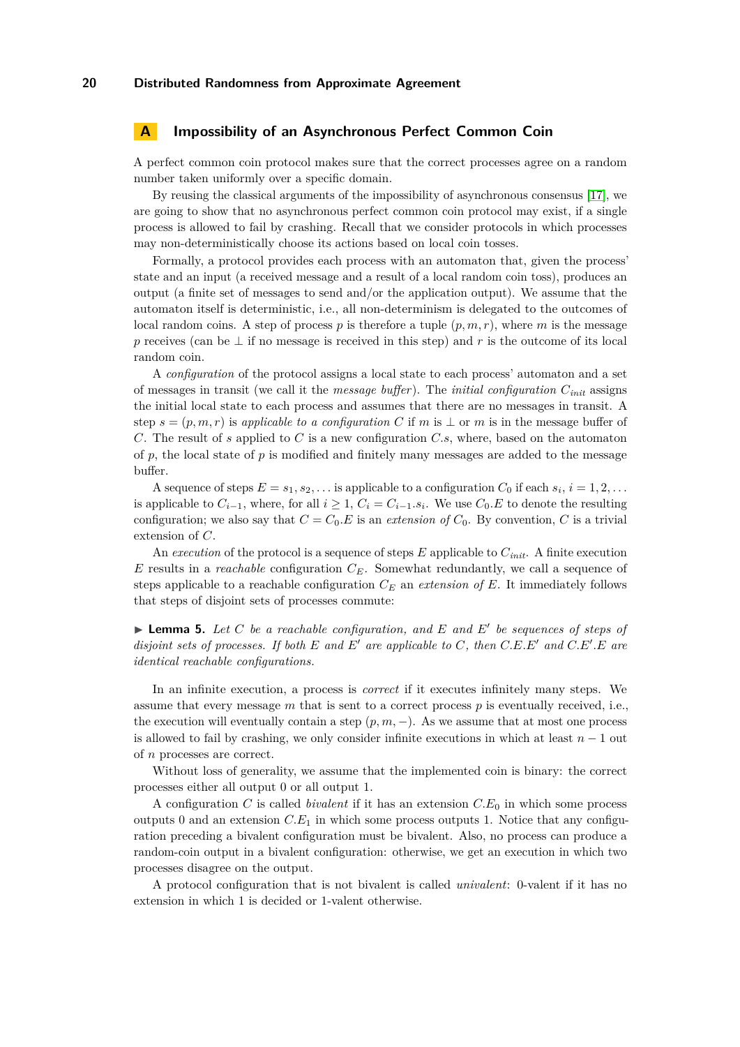# A Impossibility of an Asynchronous Perfect Common Coin

A perfect common coin protocol makes sure that the correct processes agree on a random number taken uniformly over a specific domain.

By reusing the classical arguments of the impossibility of asynchronous consensus [17], we are going to show that no asynchronous perfect common coin protocol may exist, if a single process is allowed to fail by crashing. Recall that we consider protocols in which processes may non-deterministically choose its actions based on local coin tosses.

Formally, a protocol provides each process with an automaton that, given the process' state and an input (a received message and a result of a local random coin toss), produces an output (a finite set of messages to send and/or the application output). We assume that the automaton itself is deterministic, i.e., all non-determinism is delegated to the outcomes of local random coins. A step of process $p$ is therefore a tuple $(p, m, r)$, where $m$ is the message $p$ receives (can be $\perp$ if no message is received in this step) and $r$ is the outcome of its local random coin.

A *configuration* of the protocol assigns a local state to each process' automaton and a set of messages in transit (we call it the *message buffer*). The *initial configuration* $C_{init}$ assigns the initial local state to each process and assumes that there are no messages in transit. A step $s = (p, m, r)$ is *applicable to a configuration* $C$ if $m$ is $\perp$ or $m$ is in the message buffer of $C$. The result of $s$ applied to $C$ is a new configuration $C.s$, where, based on the automaton of $p$, the local state of $p$ is modified and finitely many messages are added to the message buffer.

A sequence of steps $E = s_1, s_2, \dots$ is applicable to a configuration $C_0$ if each $s_i$, $i = 1, 2, \dots$ is applicable to $C_{i-1}$, where, for all $i \geq 1$, $C_i = C_{i-1}.s_i$. We use $C_0.E$ to denote the resulting configuration; we also say that $C = C_0.E$ is an *extension of* $C_0$. By convention, $C$ is a trivial extension of $C$.

An *execution* of the protocol is a sequence of steps $E$ applicable to $C_{init}$. A finite execution $E$ results in a *reachable* configuration $C_E$. Somewhat redundantly, we call a sequence of steps applicable to a reachable configuration $C_E$ an *extension of* $E$. It immediately follows that steps of disjoint sets of processes commute:

▶ **Lemma 5.** *Let $C$ be a reachable configuration, and $E$ and $E'$ be sequences of steps of disjoint sets of processes. If both $E$ and $E'$ are applicable to $C$, then $C.E.E'$ and $C.E'.E$ are identical reachable configurations.*

In an infinite execution, a process is *correct* if it executes infinitely many steps. We assume that every message $m$ that is sent to a correct process $p$ is eventually received, i.e., the execution will eventually contain a step $(p, m, -)$. As we assume that at most one process is allowed to fail by crashing, we only consider infinite executions in which at least $n - 1$ out of $n$ processes are correct.

Without loss of generality, we assume that the implemented coin is binary: the correct processes either all output 0 or all output 1.

A configuration $C$ is called *bivalent* if it has an extension $C.E_0$ in which some process outputs 0 and an extension $C.E_1$ in which some process outputs 1. Notice that any configuration preceding a bivalent configuration must be bivalent. Also, no process can produce a random-coin output in a bivalent configuration: otherwise, we get an execution in which two processes disagree on the output.

A protocol configuration that is not bivalent is called *univalent*: 0-valent if it has no extension in which 1 is decided or 1-valent otherwise.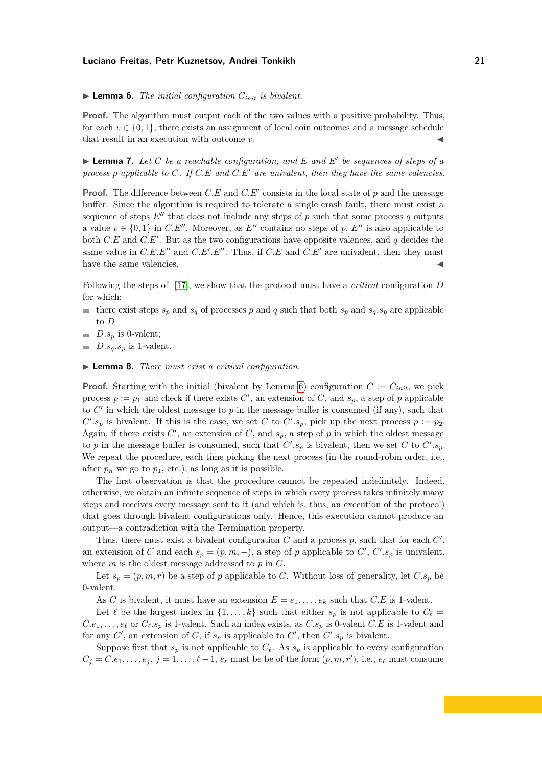▶ **Lemma 6.** *The initial configuration $C_{init}$ is bivalent.*

**Proof.** The algorithm must output each of the two values with a positive probability. Thus, for each $v \in \{0, 1\}$, there exists an assignment of local coin outcomes and a message schedule that result in an execution with outcome $v$. ◀

▶ **Lemma 7.** *Let $C$ be a reachable configuration, and $E$ and $E'$ be sequences of steps of a process $p$ applicable to $C$. If $C.E$ and $C.E'$ are univalent, then they have the same valencies.*

**Proof.** The difference between $C.E$ and $C.E'$ consists in the local state of $p$ and the message buffer. Since the algorithm is required to tolerate a single crash fault, there must exist a sequence of steps $E''$ that does not include any steps of $p$ such that some process $q$ outputs a value $v \in \{0, 1\}$ in $C.E''$. Moreover, as $E''$ contains no steps of $p$, $E''$ is also applicable to both $C.E$ and $C.E'$. But as the two configurations have opposite valences, and $q$ decides the same value in $C.E.E''$ and $C.E'.E''$. Thus, if $C.E$ and $C.E'$ are univalent, then they must have the same valencies. ◀

Following the steps of [17], we show that the protocol must have a *critical* configuration $D$ for which:

- there exist steps $s_p$ and $s_q$ of processes $p$ and $q$ such that both $s_p$ and $s_q.s_p$ are applicable to $D$
- $D.s_p$ is 0-valent;
- $D.s_q.s_p$ is 1-valent.

▶ **Lemma 8.** *There must exist a critical configuration.*

**Proof.** Starting with the initial (bivalent by Lemma 6) configuration $C := C_{init}$, we pick process $p := p_1$ and check if there exists $C'$, an extension of $C$, and $s_p$, a step of $p$ applicable to $C'$ in which the oldest message to $p$ in the message buffer is consumed (if any), such that $C'.s_p$ is bivalent. If this is the case, we set $C$ to $C'.s_p$, pick up the next process $p := p_2$. Again, if there exists $C'$, an extension of $C$, and $s_p$, a step of $p$ in which the oldest message to $p$ in the message buffer is consumed, such that $C'.s_p$ is bivalent, then we set $C$ to $C'.s_p$. We repeat the procedure, each time picking the next process (in the round-robin order, i.e., after $p_n$ we go to $p_1$, etc.), as long as it is possible.

The first observation is that the procedure cannot be repeated indefinitely. Indeed, otherwise, we obtain an infinite sequence of steps in which every process takes infinitely many steps and receives every message sent to it (and which is, thus, an execution of the protocol) that goes through bivalent configurations only. Hence, this execution cannot produce an output—a contradiction with the Termination property.

Thus, there must exist a bivalent configuration $C$ and a process $p$, such that for each $C'$, an extension of $C$ and each $s_p = (p, m, -)$, a step of $p$ applicable to $C'$, $C'.s_p$ is univalent, where $m$ is the oldest message addressed to $p$ in $C$.

Let $s_p = (p, m, r)$ be a step of $p$ applicable to $C$. Without loss of generality, let $C.s_p$ be 0-valent.

As $C$ is bivalent, it must have an extension $E = e_1, \ldots, e_k$ such that $C.E$ is 1-valent.

Let $\ell$ be the largest index in $\{1, \ldots, k\}$ such that either $s_p$ is not applicable to $C_\ell = C.e_1, \ldots, e_\ell$ or $C_\ell.s_p$ is 1-valent. Such an index exists, as $C.s_p$ is 0-valent $C.E$ is 1-valent and for any $C'$, an extension of $C$, if $s_p$ is applicable to $C'$, then $C'.s_p$ is bivalent.

Suppose first that $s_p$ is not applicable to $C_\ell$. As $s_p$ is applicable to every configuration $C_j = C.e_1, \ldots, e_j$, $j = 1, \ldots, \ell - 1$, $e_\ell$ must be of the form $(p, m, r')$, i.e., $e_\ell$ must consume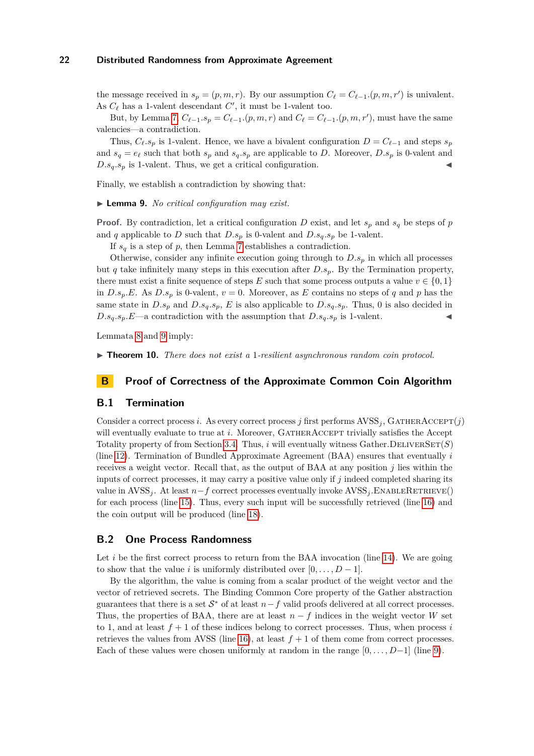the message received in $s_p = (p, m, r)$. By our assumption $C_\ell = C_{\ell-1}.(p, m, r')$ is univalent. As $C_\ell$ has a 1-valent descendant $C'$, it must be 1-valent too.

But, by Lemma 7, $C_{\ell-1}.s_p = C_{\ell-1}.(p, m, r)$ and $C_\ell = C_{\ell-1}.(p, m, r')$, must have the same valencies—a contradiction.

Thus, $C_\ell.s_p$ is 1-valent. Hence, we have a bivalent configuration $D = C_{\ell-1}$ and steps $s_p$ and $s_q = e_\ell$ such that both $s_p$ and $s_q.s_p$ are applicable to $D$. Moreover, $D.s_p$ is 0-valent and $D.s_q.s_p$ is 1-valent. Thus, we get a critical configuration. ◀

Finally, we establish a contradiction by showing that:

▶ **Lemma 9.** *No critical configuration may exist.*

**Proof.** By contradiction, let a critical configuration $D$ exist, and let $s_p$ and $s_q$ be steps of $p$ and $q$ applicable to $D$ such that $D.s_p$ is 0-valent and $D.s_q.s_p$ be 1-valent.

If $s_q$ is a step of $p$, then Lemma 7 establishes a contradiction.

Otherwise, consider any infinite execution going through to $D.s_p$ in which all processes but $q$ take infinitely many steps in this execution after $D.s_p$. By the Termination property, there must exist a finite sequence of steps $E$ such that some process outputs a value $v \in \{0, 1\}$ in $D.s_p.E$. As $D.s_p$ is 0-valent, $v = 0$. Moreover, as $E$ contains no steps of $q$ and $p$ has the same state in $D.s_p$ and $D.s_q.s_p$, $E$ is also applicable to $D.s_q.s_p$. Thus, 0 is also decided in $D.s_q.s_p.E$—a contradiction with the assumption that $D.s_q.s_p$ is 1-valent. ◀

Lemmata 8 and 9 imply:

▶ **Theorem 10.** *There does not exist a 1-resilient asynchronous random coin protocol.*

# B Proof of Correctness of the Approximate Common Coin Algorithm

## B.1 Termination

Consider a correct process $i$. As every correct process $j$ first performs AVSS$_j$, GatherAccept$(j)$ will eventually evaluate to true at $i$. Moreover, GatherAccept trivially satisfies the Accept Totality property of from Section 3.4. Thus, $i$ will eventually witness Gather.DeliverSet$(S)$ (line 12). Termination of Bundled Approximate Agreement (BAA) ensures that eventually $i$ receives a weight vector. Recall that, as the output of BAA at any position $j$ lies within the inputs of correct processes, it may carry a positive value only if $j$ indeed completed sharing its value in AVSS$_j$. At least $n-f$ correct processes eventually invoke AVSS$_j$.EnableRetrieve() for each process (line 15). Thus, every such input will be successfully retrieved (line 16) and the coin output will be produced (line 18).

## B.2 One Process Randomness

Let $i$ be the first correct process to return from the BAA invocation (line 14). We are going to show that the value $i$ is uniformly distributed over $[0, \ldots, D-1]$.

By the algorithm, the value is coming from a scalar product of the weight vector and the vector of retrieved secrets. The Binding Common Core property of the Gather abstraction guarantees that there is a set $\mathcal{S}^*$ of at least $n-f$ valid proofs delivered at all correct processes. Thus, the properties of BAA, there are at least $n-f$ indices in the weight vector $W$ set to 1, and at least $f+1$ of these indices belong to correct processes. Thus, when process $i$ retrieves the values from AVSS (line 16), at least $f+1$ of them come from correct processes. Each of these values were chosen uniformly at random in the range $[0, \ldots, D-1]$ (line 9).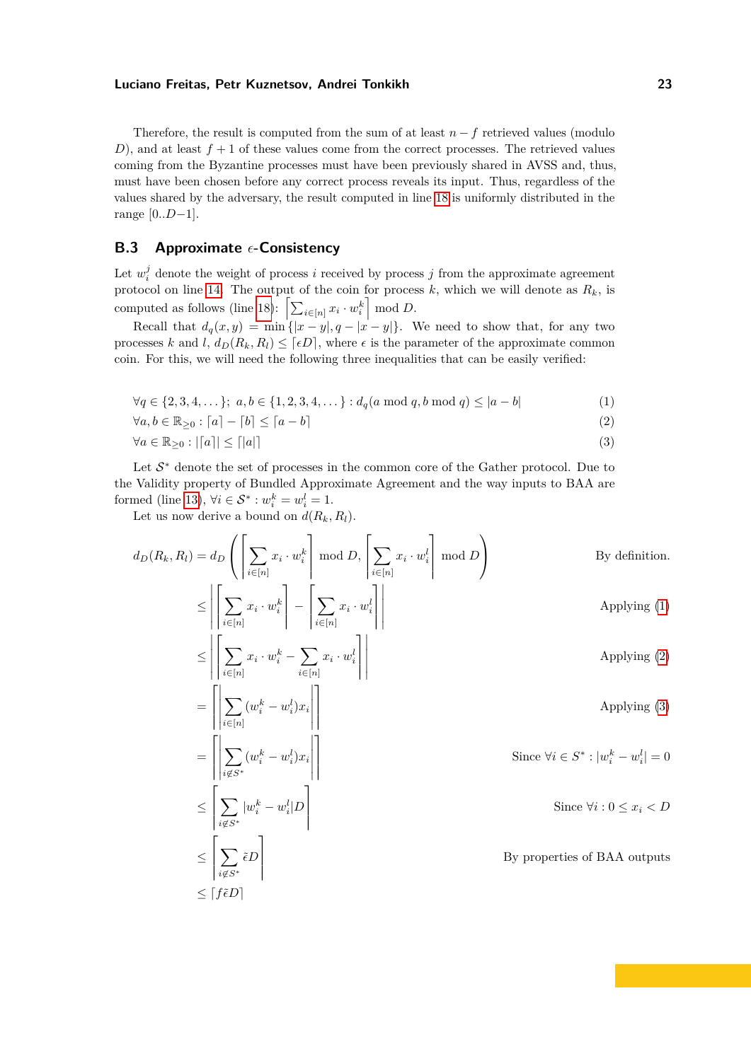Therefore, the result is computed from the sum of at least $n-f$ retrieved values (modulo $D$), and at least $f+1$ of these values come from the correct processes. The retrieved values coming from the Byzantine processes must have been previously shared in AVSS and, thus, must have been chosen before any correct process reveals its input. Thus, regardless of the values shared by the adversary, the result computed in line 18 is uniformly distributed in the range $[0..D-1]$.

## B.3 Approximate $\epsilon$-Consistency

Let $w_i^j$ denote the weight of process $i$ received by process $j$ from the approximate agreement protocol on line 14. The output of the coin for process $k$, which we will denote as $R_k$, is computed as follows (line 18): $\left\lceil \sum_{i\in[n]} x_i \cdot w_i^k \right\rceil \bmod D$.

Recall that $d_q(x,y) = \min\{|x-y|, q-|x-y|\}$. We need to show that, for any two processes $k$ and $l$, $d_D(R_k, R_l) \leq \lceil \epsilon D \rceil$, where $\epsilon$ is the parameter of the approximate common coin. For this, we will need the following three inequalities that can be easily verified:

$$\forall q \in \{2,3,4,\dots\};\ a,b \in \{1,2,3,4,\dots\} : d_q(a \bmod q, b \bmod q) \leq |a-b| \tag{1}$$

$$\forall a,b \in \mathbb{R}_{\geq 0} : \lceil a \rceil - \lceil b \rceil \leq \lceil a - b \rceil \tag{2}$$

$$\forall a \in \mathbb{R}_{\geq 0} : |\lceil a \rceil| \leq \lceil |a| \rceil \tag{3}$$

Let $\mathcal{S}^*$ denote the set of processes in the common core of the Gather protocol. Due to the Validity property of Bundled Approximate Agreement and the way inputs to BAA are formed (line 13), $\forall i \in \mathcal{S}^* : w_i^k = w_i^l = 1$.

Let us now derive a bound on $d(R_k, R_l)$.

$$
\begin{aligned}
d_D(R_k,R_l) &= d_D\left(\left\lceil \sum_{i\in[n]} x_i \cdot w_i^k \right\rceil \bmod D, \left\lceil \sum_{i\in[n]} x_i \cdot w_i^l \right\rceil \bmod D\right) && \text{By definition.}\\
&\leq \left| \left\lceil \sum_{i\in[n]} x_i \cdot w_i^k \right\rceil - \left\lceil \sum_{i\in[n]} x_i \cdot w_i^l \right\rceil \right| && \text{Applying (1)}\\
&\leq \left| \left\lceil \sum_{i\in[n]} x_i \cdot w_i^k - \sum_{i\in[n]} x_i \cdot w_i^l \right\rceil \right| && \text{Applying (2)}\\
&= \left\lceil \left| \sum_{i\in[n]} (w_i^k - w_i^l) x_i \right| \right\rceil && \text{Applying (3)}\\
&= \left\lceil \left| \sum_{i\notin S^*} (w_i^k - w_i^l) x_i \right| \right\rceil && \text{Since } \forall i \in S^* : |w_i^k - w_i^l| = 0\\
&\leq \left\lceil \sum_{i\notin S^*} |w_i^k - w_i^l| D \right\rceil && \text{Since } \forall i : 0 \leq x_i < D\\
&\leq \left\lceil \sum_{i\notin S^*} \tilde{\epsilon} D \right\rceil && \text{By properties of BAA outputs}\\
&\leq \lceil f \tilde{\epsilon} D \rceil
\end{aligned}
$$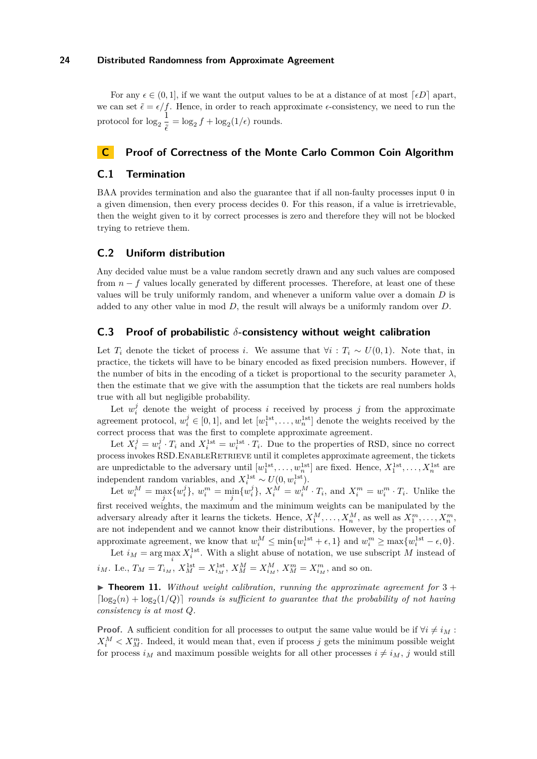For any $\epsilon \in (0, 1]$, if we want the output values to be at a distance of at most $\lceil \epsilon D \rceil$ apart, we can set $\tilde{\epsilon} = \epsilon / f$. Hence, in order to reach approximate $\epsilon$-consistency, we need to run the protocol for $\log_2 \frac{1}{\tilde{\epsilon}} = \log_2 f + \log_2(1/\epsilon)$ rounds.

# C Proof of Correctness of the Monte Carlo Common Coin Algorithm

## C.1 Termination

BAA provides termination and also the guarantee that if all non-faulty processes input 0 in a given dimension, then every process decides 0. For this reason, if a value is irretrievable, then the weight given to it by correct processes is zero and therefore they will not be blocked trying to retrieve them.

## C.2 Uniform distribution

Any decided value must be a value random secretly drawn and any such values are composed from $n - f$ values locally generated by different processes. Therefore, at least one of these values will be truly uniformly random, and whenever a uniform value over a domain $D$ is added to any other value in mod $D$, the result will always be a uniformly random over $D$.

## C.3 Proof of probabilistic $\delta$-consistency without weight calibration

Let $T_i$ denote the ticket of process $i$. We assume that $\forall i : T_i \sim U(0, 1)$. Note that, in practice, the tickets will have to be binary encoded as fixed precision numbers. However, if the number of bits in the encoding of a ticket is proportional to the security parameter $\lambda$, then the estimate that we give with the assumption that the tickets are real numbers holds true with all but negligible probability.

Let $w_i^j$ denote the weight of process $i$ received by process $j$ from the approximate agreement protocol, $w_i^j \in [0, 1]$, and let $[w_1^{1\text{st}}, \ldots, w_n^{1\text{st}}]$ denote the weights received by the correct process that was the first to complete approximate agreement.

Let $X_i^j = w_i^j \cdot T_i$ and $X_i^{1\text{st}} = w_i^{1\text{st}} \cdot T_i$. Due to the properties of RSD, since no correct process invokes RSD.EnableRetrieve until it completes approximate agreement, the tickets are unpredictable to the adversary until $[w_1^{1\text{st}}, \ldots, w_n^{1\text{st}}]$ are fixed. Hence, $X_1^{1\text{st}}, \ldots, X_n^{1\text{st}}$ are independent random variables, and $X_i^{1\text{st}} \sim U(0, w_i^{1\text{st}})$.

Let $w_i^M = \max_j \{w_i^j\}$, $w_i^m = \min_j \{w_i^j\}$, $X_i^M = w_i^M \cdot T_i$, and $X_i^m = w_i^m \cdot T_i$. Unlike the first received weights, the maximum and the minimum weights can be manipulated by the adversary already after it learns the tickets. Hence, $X_1^M, \ldots, X_n^M$, as well as $X_1^m, \ldots, X_n^m$, are not independent and we cannot know their distributions. However, by the properties of approximate agreement, we know that $w_i^M \leq \min\{w_i^{1\text{st}} + \epsilon, 1\}$ and $w_i^m \geq \max\{w_i^{1\text{st}} - \epsilon, 0\}$.

Let $i_M = \arg\max_i X_i^{1\text{st}}$. With a slight abuse of notation, we use subscript $M$ instead of $i_M$. I.e., $T_M = T_{i_M}$, $X_M^{1\text{st}} = X_{i_M}^{1\text{st}}$, $X_M^M = X_{i_M}^M$, $X_M^m = X_{i_M}^m$, and so on.

▶ **Theorem 11.** *Without weight calibration, running the approximate agreement for $3 + \lceil \log_2(n) + \log_2(1/Q) \rceil$ rounds is sufficient to guarantee that the probability of not having consistency is at most $Q$.*

**Proof.** A sufficient condition for all processes to output the same value would be if $\forall i \neq i_M$ : $X_i^M < X_M^m$. Indeed, it would mean that, even if process $j$ gets the minimum possible weight for process $i_M$ and maximum possible weights for all other processes $i \neq i_M$, $j$ would still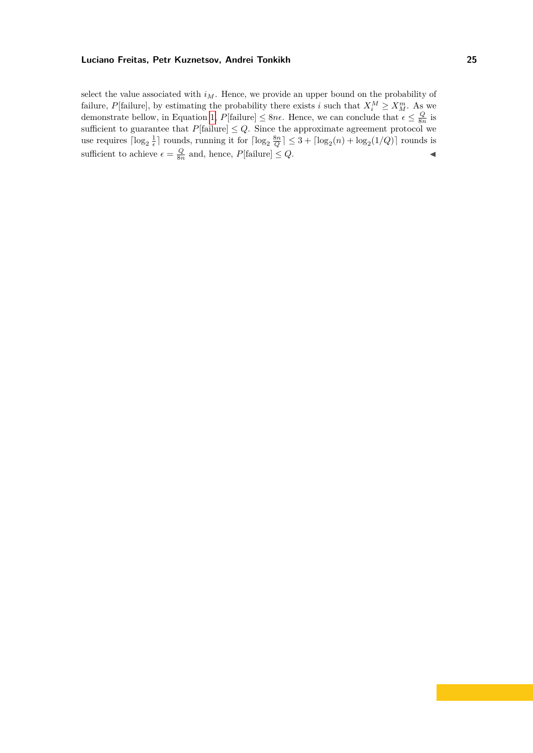select the value associated with $i_M$. Hence, we provide an upper bound on the probability of failure, $P[\text{failure}]$, by estimating the probability there exists $i$ such that $X_i^M \geq X_M^m$. As we demonstrate bellow, in Equation 1, $P[\text{failure}] \leq 8n\epsilon$. Hence, we can conclude that $\epsilon \leq \frac{Q}{8n}$ is sufficient to guarantee that $P[\text{failure}] \leq Q$. Since the approximate agreement protocol we use requires $\lceil \log_2 \frac{1}{\epsilon} \rceil$ rounds, running it for $\lceil \log_2 \frac{8n}{Q} \rceil \leq 3 + \lceil \log_2(n) + \log_2(1/Q) \rceil$ rounds is sufficient to achieve $\epsilon = \frac{Q}{8n}$ and, hence, $P[\text{failure}] \leq Q$. ◀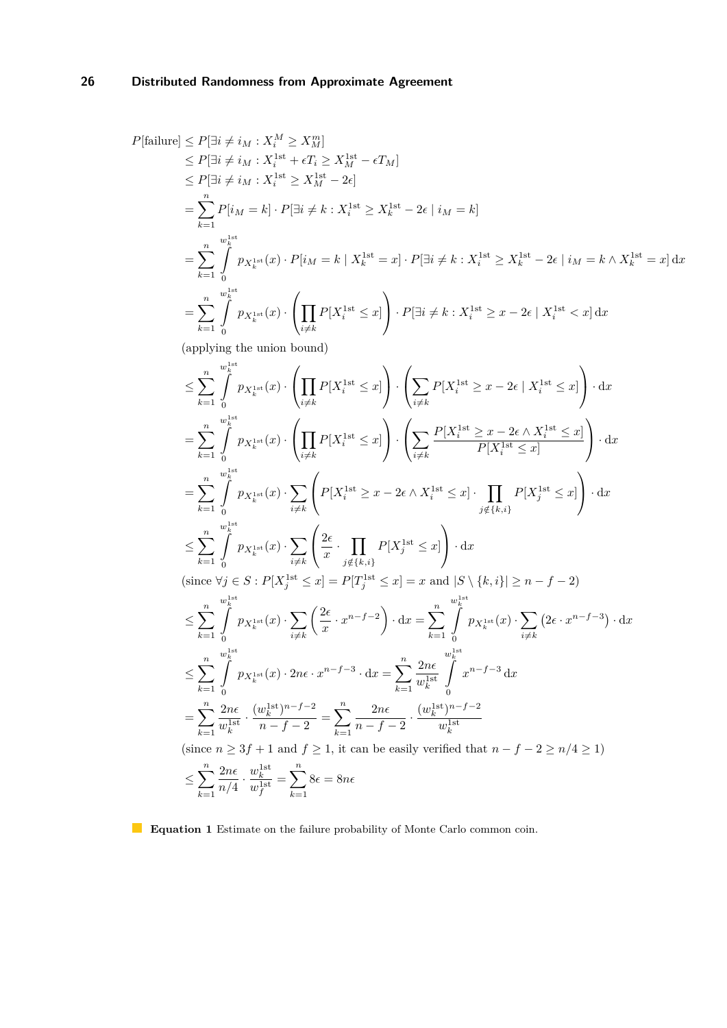$$
\begin{aligned}
P[\text{failure}] &\leq P[\exists i \neq i_M : X_i^M \geq X_M^m] \\
&\leq P[\exists i \neq i_M : X_i^{\text{1st}} + \epsilon T_i \geq X_M^{\text{1st}} - \epsilon T_M] \\
&\leq P[\exists i \neq i_M : X_i^{\text{1st}} \geq X_M^{\text{1st}} - 2\epsilon] \\
&= \sum_{k=1}^{n} P[i_M = k] \cdot P[\exists i \neq k : X_i^{\text{1st}} \geq X_k^{\text{1st}} - 2\epsilon \mid i_M = k] \\
&= \sum_{k=1}^{n} \int_0^{w_k^{\text{1st}}} p_{X_k^{\text{1st}}}(x) \cdot P[i_M = k \mid X_k^{\text{1st}} = x] \cdot P[\exists i \neq k : X_i^{\text{1st}} \geq X_k^{\text{1st}} - 2\epsilon \mid i_M = k \wedge X_k^{\text{1st}} = x] \, \mathrm{d}x \\
&= \sum_{k=1}^{n} \int_0^{w_k^{\text{1st}}} p_{X_k^{\text{1st}}}(x) \cdot \left( \prod_{i \neq k} P[X_i^{\text{1st}} \leq x] \right) \cdot P[\exists i \neq k : X_i^{\text{1st}} \geq x - 2\epsilon \mid X_i^{\text{1st}} < x] \, \mathrm{d}x
\end{aligned}
$$

(applying the union bound)

$$
\begin{aligned}
&\leq \sum_{k=1}^{n} \int_0^{w_k^{\text{1st}}} p_{X_k^{\text{1st}}}(x) \cdot \left( \prod_{i \neq k} P[X_i^{\text{1st}} \leq x] \right) \cdot \left( \sum_{i \neq k} P[X_i^{\text{1st}} \geq x - 2\epsilon \mid X_i^{\text{1st}} \leq x] \right) \cdot \mathrm{d}x \\
&= \sum_{k=1}^{n} \int_0^{w_k^{\text{1st}}} p_{X_k^{\text{1st}}}(x) \cdot \left( \prod_{i \neq k} P[X_i^{\text{1st}} \leq x] \right) \cdot \left( \sum_{i \neq k} \frac{P[X_i^{\text{1st}} \geq x - 2\epsilon \wedge X_i^{\text{1st}} \leq x]}{P[X_i^{\text{1st}} \leq x]} \right) \cdot \mathrm{d}x \\
&= \sum_{k=1}^{n} \int_0^{w_k^{\text{1st}}} p_{X_k^{\text{1st}}}(x) \cdot \sum_{i \neq k} \left( P[X_i^{\text{1st}} \geq x - 2\epsilon \wedge X_i^{\text{1st}} \leq x] \cdot \prod_{j \notin \{k,i\}} P[X_j^{\text{1st}} \leq x] \right) \cdot \mathrm{d}x \\
&\leq \sum_{k=1}^{n} \int_0^{w_k^{\text{1st}}} p_{X_k^{\text{1st}}}(x) \cdot \sum_{i \neq k} \left( \frac{2\epsilon}{x} \cdot \prod_{j \notin \{k,i\}} P[X_j^{\text{1st}} \leq x] \right) \cdot \mathrm{d}x
\end{aligned}
$$

(since $\forall j \in S : P[X_j^{\text{1st}} \leq x] = P[T_j^{\text{1st}} \leq x] = x$ and $|S \setminus \{k, i\}| \geq n - f - 2$)

$$
\begin{aligned}
&\leq \sum_{k=1}^{n} \int_0^{w_k^{\text{1st}}} p_{X_k^{\text{1st}}}(x) \cdot \sum_{i \neq k} \left( \frac{2\epsilon}{x} \cdot x^{n-f-2} \right) \cdot \mathrm{d}x = \sum_{k=1}^{n} \int_0^{w_k^{\text{1st}}} p_{X_k^{\text{1st}}}(x) \cdot \sum_{i \neq k} \left( 2\epsilon \cdot x^{n-f-3} \right) \cdot \mathrm{d}x \\
&\leq \sum_{k=1}^{n} \int_0^{w_k^{\text{1st}}} p_{X_k^{\text{1st}}}(x) \cdot 2n\epsilon \cdot x^{n-f-3} \cdot \mathrm{d}x = \sum_{k=1}^{n} \frac{2n\epsilon}{w_k^{\text{1st}}} \int_0^{w_k^{\text{1st}}} x^{n-f-3} \, \mathrm{d}x \\
&= \sum_{k=1}^{n} \frac{2n\epsilon}{w_k^{\text{1st}}} \cdot \frac{(w_k^{\text{1st}})^{n-f-2}}{n-f-2} = \sum_{k=1}^{n} \frac{2n\epsilon}{n-f-2} \cdot \frac{(w_k^{\text{1st}})^{n-f-2}}{w_k^{\text{1st}}}
\end{aligned}
$$

(since $n \geq 3f + 1$ and $f \geq 1$, it can be easily verified that $n - f - 2 \geq n/4 \geq 1$)

$$
\leq \sum_{k=1}^{n} \frac{2n\epsilon}{n/4} \cdot \frac{w_k^{\text{1st}}}{w_f^{\text{1st}}} = \sum_{k=1}^{n} 8\epsilon = 8n\epsilon
$$

**Equation 1** Estimate on the failure probability of Monte Carlo common coin.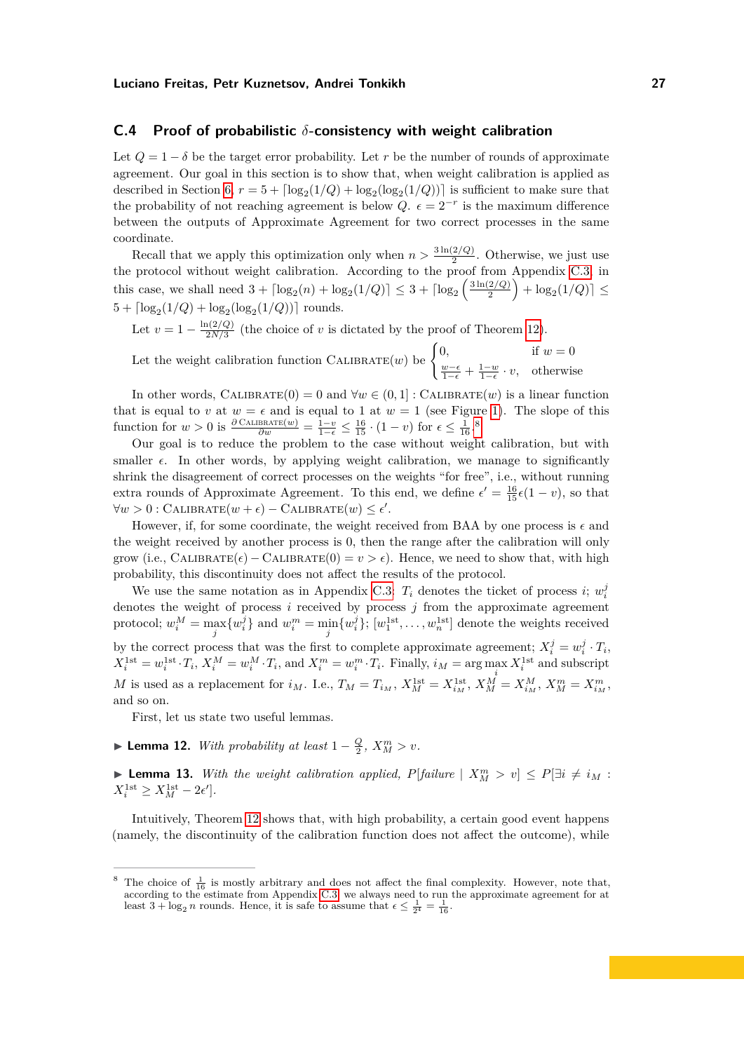## C.4 Proof of probabilistic $\delta$-consistency with weight calibration

Let $Q = 1 - \delta$ be the target error probability. Let $r$ be the number of rounds of approximate agreement. Our goal in this section is to show that, when weight calibration is applied as described in Section 6, $r = 5 + \lceil \log_2(1/Q) + \log_2(\log_2(1/Q)) \rceil$ is sufficient to make sure that the probability of not reaching agreement is below $Q$. $\epsilon = 2^{-r}$ is the maximum difference between the outputs of Approximate Agreement for two correct processes in the same coordinate.

Recall that we apply this optimization only when $n > \frac{3\ln(2/Q)}{2}$. Otherwise, we just use the protocol without weight calibration. According to the proof from Appendix C.3, in this case, we shall need $3 + \lceil \log_2(n) + \log_2(1/Q) \rceil \le 3 + \lceil \log_2\left(\frac{3\ln(2/Q)}{2}\right) + \log_2(1/Q) \rceil \le 5 + \lceil \log_2(1/Q) + \log_2(\log_2(1/Q)) \rceil$ rounds.

Let $v = 1 - \frac{\ln(2/Q)}{2N/3}$ (the choice of $v$ is dictated by the proof of Theorem 12).

Let the weight calibration function $\textsc{Calibrate}(w)$ be $\begin{cases} 0, & \text{if } w = 0 \\ \frac{w-\epsilon}{1-\epsilon} + \frac{1-w}{1-\epsilon} \cdot v, & \text{otherwise} \end{cases}$

In other words, $\textsc{Calibrate}(0) = 0$ and $\forall w \in (0, 1] : \textsc{Calibrate}(w)$ is a linear function that is equal to $v$ at $w = \epsilon$ and is equal to 1 at $w = 1$ (see Figure 1). The slope of this function for $w > 0$ is $\frac{\partial \textsc{Calibrate}(w)}{\partial w} = \frac{1-v}{1-\epsilon} \le \frac{16}{15} \cdot (1 - v)$ for $\epsilon \le \frac{1}{16}$.[8]

Our goal is to reduce the problem to the case without weight calibration, but with smaller $\epsilon$. In other words, by applying weight calibration, we manage to significantly shrink the disagreement of correct processes on the weights "for free", i.e., without running extra rounds of Approximate Agreement. To this end, we define $\epsilon' = \frac{16}{15}\epsilon(1 - v)$, so that $\forall w > 0 : \textsc{Calibrate}(w + \epsilon) - \textsc{Calibrate}(w) \le \epsilon'$.

However, if, for some coordinate, the weight received from BAA by one process is $\epsilon$ and the weight received by another process is 0, then the range after the calibration will only grow (i.e., $\textsc{Calibrate}(\epsilon) - \textsc{Calibrate}(0) = v > \epsilon$). Hence, we need to show that, with high probability, this discontinuity does not affect the results of the protocol.

We use the same notation as in Appendix C.3: $T_i$ denotes the ticket of process $i$; $w_i^j$ denotes the weight of process $i$ received by process $j$ from the approximate agreement protocol; $w_i^M = \max_j\{w_i^j\}$ and $w_i^m = \min_j\{w_i^j\}$; $[w_1^{1\text{st}}, \dots, w_n^{1\text{st}}]$ denote the weights received by the correct process that was the first to complete approximate agreement; $X_i^j = w_i^j \cdot T_i$, $X_i^{1\text{st}} = w_i^{1\text{st}} \cdot T_i$, $X_i^M = w_i^M \cdot T_i$, and $X_i^m = w_i^m \cdot T_i$. Finally, $i_M = \arg\max_i X_i^{1\text{st}}$ and subscript $M$ is used as a replacement for $i_M$. I.e., $T_M = T_{i_M}$, $X_M^{1\text{st}} = X_{i_M}^{1\text{st}}$, $X_M^M = X_{i_M}^M$, $X_M^m = X_{i_M}^m$, and so on.

First, let us state two useful lemmas.

▶ **Lemma 12.** *With probability at least $1 - \frac{Q}{2}$, $X_M^m > v$.*

▶ **Lemma 13.** *With the weight calibration applied, $P[\mathit{failure} \mid X_M^m > v] \le P[\exists i \ne i_M : X_i^{1\text{st}} \ge X_M^{1\text{st}} - 2\epsilon']$.*

Intuitively, Theorem 12 shows that, with high probability, a certain good event happens (namely, the discontinuity of the calibration function does not affect the outcome), while

---

[8] The choice of $\frac{1}{16}$ is mostly arbitrary and does not affect the final complexity. However, note that, according to the estimate from Appendix C.3, we always need to run the approximate agreement for at least $3 + \log_2 n$ rounds. Hence, it is safe to assume that $\epsilon \le \frac{1}{2^4} = \frac{1}{16}$.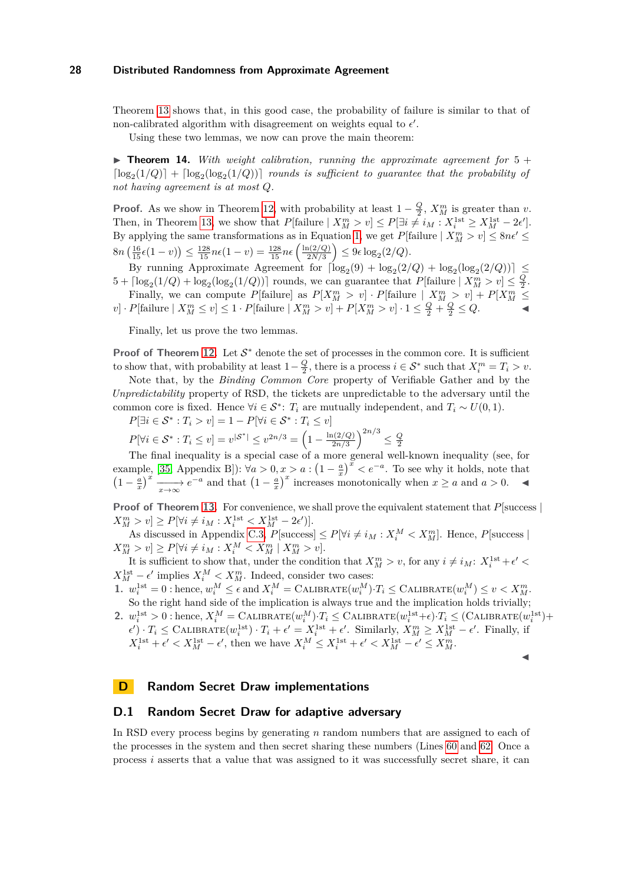Theorem 13 shows that, in this good case, the probability of failure is similar to that of non-calibrated algorithm with disagreement on weights equal to $\epsilon'$.

Using these two lemmas, we now can prove the main theorem:

▶ **Theorem 14.** *With weight calibration, running the approximate agreement for* $5 + \lceil \log_2(1/Q) \rceil + \lceil \log_2(\log_2(1/Q)) \rceil$ *rounds is sufficient to guarantee that the probability of not having agreement is at most* $Q$*.*

**Proof.** As we show in Theorem 12, with probability at least $1 - \frac{Q}{2}$, $X_M^m$ is greater than $v$. Then, in Theorem 13, we show that $P[\text{failure} \mid X_M^m > v] \le P[\exists i \ne i_M : X_i^{\text{1st}} \ge X_M^{\text{1st}} - 2\epsilon']$. By applying the same transformations as in Equation 1, we get $P[\text{failure} \mid X_M^m > v] \le 8n\epsilon' \le 8n\left(\frac{16}{15}\epsilon(1-v)\right) \le \frac{128}{15}n\epsilon(1-v) = \frac{128}{15}n\epsilon\left(\frac{\ln(2/Q)}{2N/3}\right) \le 9\epsilon\log_2(2/Q)$.

By running Approximate Agreement for $\lceil \log_2(9) + \log_2(2/Q) + \log_2(\log_2(2/Q)) \rceil \le 5 + \lceil \log_2(1/Q) + \log_2(\log_2(1/Q)) \rceil$ rounds, we can guarantee that $P[\text{failure} \mid X_M^m > v] \le \frac{Q}{2}$.

Finally, we can compute $P[\text{failure}]$ as $P[X_M^m > v] \cdot P[\text{failure} \mid X_M^m > v] + P[X_M^m \le v] \cdot P[\text{failure} \mid X_M^m \le v] \le 1 \cdot P[\text{failure} \mid X_M^m > v] + P[X_M^m > v] \cdot 1 \le \frac{Q}{2} + \frac{Q}{2} \le Q$. ◀

Finally, let us prove the two lemmas.

**Proof of Theorem 12.** Let $\mathcal{S}^*$ denote the set of processes in the common core. It is sufficient to show that, with probability at least $1 - \frac{Q}{2}$, there is a process $i \in \mathcal{S}^*$ such that $X_i^m = T_i > v$.

Note that, by the *Binding Common Core* property of Verifiable Gather and by the *Unpredictability* property of RSD, the tickets are unpredictable to the adversary until the common core is fixed. Hence $\forall i \in \mathcal{S}^*$: $T_i$ are mutually independent, and $T_i \sim U(0,1)$.

$P[\exists i \in \mathcal{S}^* : T_i > v] = 1 - P[\forall i \in \mathcal{S}^* : T_i \le v]$

$P[\forall i \in \mathcal{S}^* : T_i \le v] = v^{|\mathcal{S}^*|} \le v^{2n/3} = \left(1 - \frac{\ln(2/Q)}{2n/3}\right)^{2n/3} \le \frac{Q}{2}$

The final inequality is a special case of a more general well-known inequality (see, for example, [35, Appendix B]): $\forall a > 0, x > a : \left(1 - \frac{a}{x}\right)^x < e^{-a}$. To see why it holds, note that $\left(1 - \frac{a}{x}\right)^x \xrightarrow[x \to \infty]{} e^{-a}$ and that $\left(1 - \frac{a}{x}\right)^x$ increases monotonically when $x \ge a$ and $a > 0$. ◀

**Proof of Theorem 13.** For convenience, we shall prove the equivalent statement that $P[\text{success} \mid X_M^m > v] \ge P[\forall i \ne i_M : X_i^{\text{1st}} < X_M^{\text{1st}} - 2\epsilon']$.

As discussed in Appendix C.3, $P[\text{success}] \le P[\forall i \ne i_M : X_i^M < X_M^m]$. Hence, $P[\text{success} \mid X_M^m > v] \ge P[\forall i \ne i_M : X_i^M < X_M^m \mid X_M^m > v]$.

It is sufficient to show that, under the condition that $X_M^m > v$, for any $i \ne i_M$: $X_i^{\text{1st}} + \epsilon' < X_M^{\text{1st}} - \epsilon'$ implies $X_i^M < X_M^m$. Indeed, consider two cases:

1. $w_i^{\text{1st}} = 0$ : hence, $w_i^M \le \epsilon$ and $X_i^M = \textsc{Calibrate}(w_i^M) \cdot T_i \le \textsc{Calibrate}(w_i^M) \le v < X_M^m$. So the right hand side of the implication is always true and the implication holds trivially;
2. $w_i^{\text{1st}} > 0$ : hence, $X_i^M = \textsc{Calibrate}(w_i^M) \cdot T_i \le \textsc{Calibrate}(w_i^{\text{1st}} + \epsilon) \cdot T_i \le (\textsc{Calibrate}(w_i^{\text{1st}}) + \epsilon') \cdot T_i \le \textsc{Calibrate}(w_i^{\text{1st}}) \cdot T_i + \epsilon' = X_i^{\text{1st}} + \epsilon'$. Similarly, $X_M^m \ge X_M^{\text{1st}} - \epsilon'$. Finally, if $X_i^{\text{1st}} + \epsilon' < X_M^{\text{1st}} - \epsilon'$, then we have $X_i^M \le X_i^{\text{1st}} + \epsilon' < X_M^{\text{1st}} - \epsilon' \le X_M^m$.

◀

# D Random Secret Draw implementations

## D.1 Random Secret Draw for adaptive adversary

In RSD every process begins by generating $n$ random numbers that are assigned to each of the processes in the system and then secret sharing these numbers (Lines 60 and 62). Once a process $i$ asserts that a value that was assigned to it was successfully secret share, it can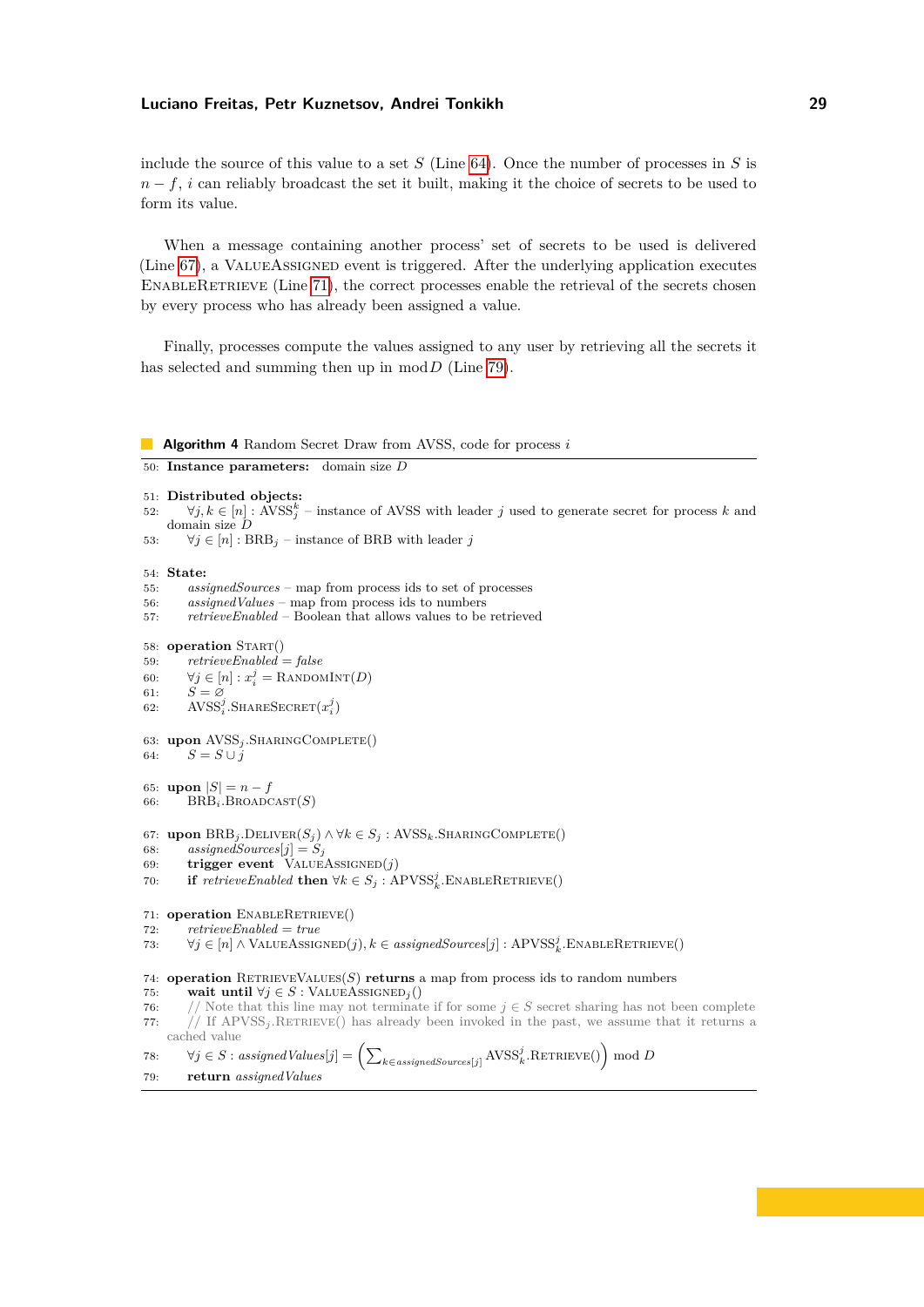include the source of this value to a set $S$ (Line 64). Once the number of processes in $S$ is $n - f$, $i$ can reliably broadcast the set it built, making it the choice of secrets to be used to form its value.

When a message containing another process' set of secrets to be used is delivered (Line 67), a ValueAssigned event is triggered. After the underlying application executes EnableRetrieve (Line 71), the correct processes enable the retrieval of the secrets chosen by every process who has already been assigned a value.

Finally, processes compute the values assigned to any user by retrieving all the secrets it has selected and summing then up in $\bmod D$ (Line 79).

**Algorithm 4** Random Secret Draw from AVSS, code for process $i$

```
50: Instance parameters:  domain size D

51: Distributed objects:
52:     ∀j,k ∈ [n] : AVSS_j^k – instance of AVSS with leader j used to generate secret for process k and
        domain size D
53:     ∀j ∈ [n] : BRB_j – instance of BRB with leader j

54: State:
55:     assignedSources – map from process ids to set of processes
56:     assignedValues – map from process ids to numbers
57:     retrieveEnabled – Boolean that allows values to be retrieved

58: operation Start()
59:     retrieveEnabled = false
60:     ∀j ∈ [n] : x_i^j = RandomInt(D)
61:     S = ∅
62:     AVSS_i^j.ShareSecret(x_i^j)

63: upon AVSS_j.SharingComplete()
64:     S = S ∪ j

65: upon |S| = n − f
66:     BRB_i.Broadcast(S)

67: upon BRB_j.Deliver(S_j) ∧ ∀k ∈ S_j : AVSS_k.SharingComplete()
68:     assignedSources[j] = S_j
69:     trigger event ValueAssigned(j)
70:     if retrieveEnabled then ∀k ∈ S_j : APVSS_k^j.EnableRetrieve()

71: operation EnableRetrieve()
72:     retrieveEnabled = true
73:     ∀j ∈ [n] ∧ ValueAssigned(j), k ∈ assignedSources[j] : APVSS_k^j.EnableRetrieve()

74: operation RetrieveValues(S) returns a map from process ids to random numbers
75:     wait until ∀j ∈ S : ValueAssigned_j()
76:     // Note that this line may not terminate if for some j ∈ S secret sharing has not been complete
77:     // If APVSS_j.Retrieve() has already been invoked in the past, we assume that it returns a
        cached value
78:     ∀j ∈ S : assignedValues[j] = ( Σ_{k ∈ assignedSources[j]} AVSS_k^j.Retrieve() ) mod D
79:     return assignedValues
```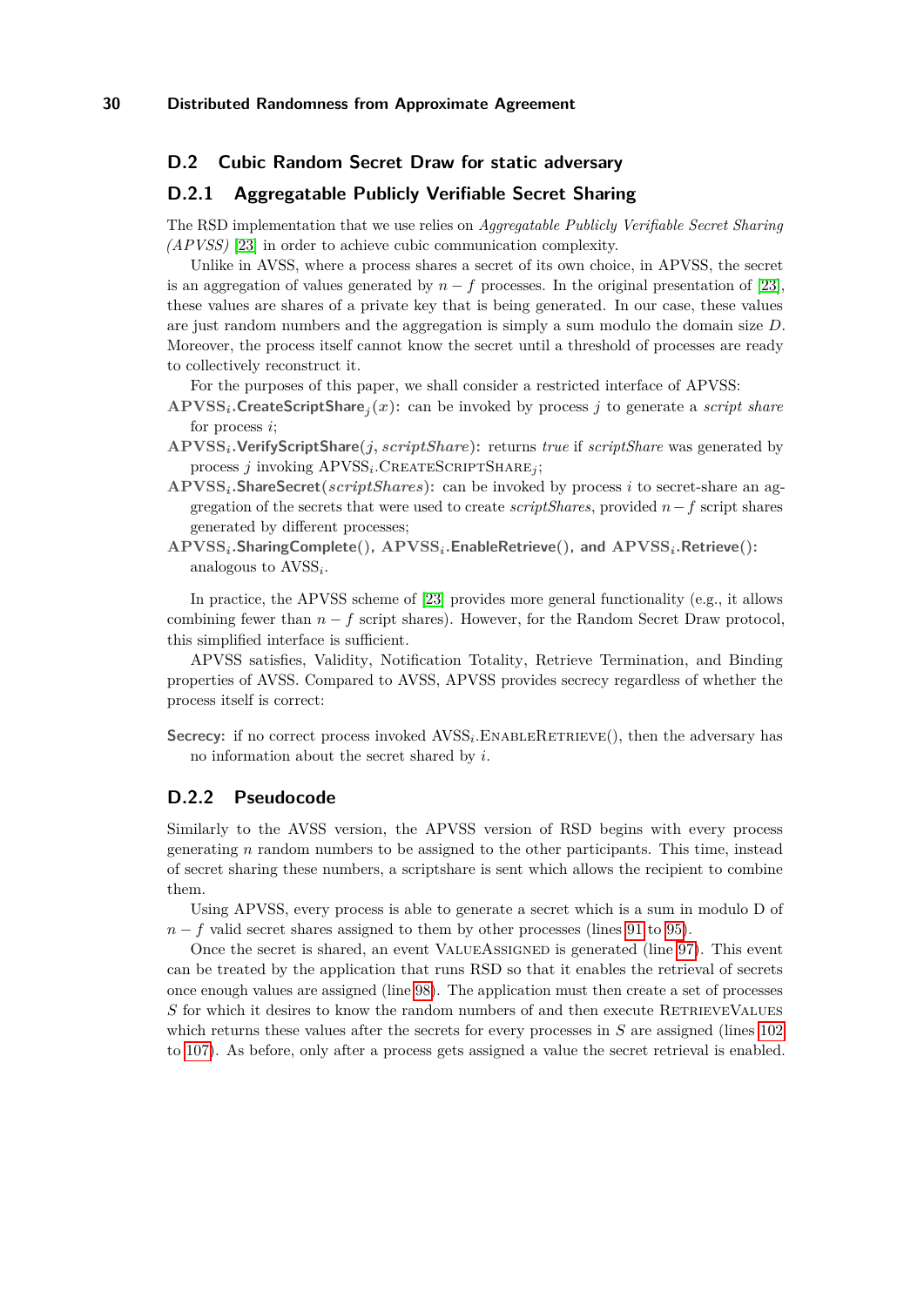## D.2 Cubic Random Secret Draw for static adversary

### D.2.1 Aggregatable Publicly Verifiable Secret Sharing

The RSD implementation that we use relies on *Aggregatable Publicly Verifiable Secret Sharing (APVSS)* [23] in order to achieve cubic communication complexity.

Unlike in AVSS, where a process shares a secret of its own choice, in APVSS, the secret is an aggregation of values generated by $n - f$ processes. In the original presentation of [23], these values are shares of a private key that is being generated. In our case, these values are just random numbers and the aggregation is simply a sum modulo the domain size $D$. Moreover, the process itself cannot know the secret until a threshold of processes are ready to collectively reconstruct it.

For the purposes of this paper, we shall consider a restricted interface of APVSS:

**$\text{APVSS}_i$.CreateScriptShare$_j(x)$:** can be invoked by process $j$ to generate a *script share* for process $i$;

**$\text{APVSS}_i$.VerifyScriptShare($j$, *scriptShare*):** returns *true* if *scriptShare* was generated by process $j$ invoking $\text{APVSS}_i$.CreateScriptShare$_j$;

**$\text{APVSS}_i$.ShareSecret(*scriptShares*):** can be invoked by process $i$ to secret-share an aggregation of the secrets that were used to create *scriptShares*, provided $n - f$ script shares generated by different processes;

**$\text{APVSS}_i$.SharingComplete(), $\text{APVSS}_i$.EnableRetrieve(), and $\text{APVSS}_i$.Retrieve():** analogous to $\text{AVSS}_i$.

In practice, the APVSS scheme of [23] provides more general functionality (e.g., it allows combining fewer than $n - f$ script shares). However, for the Random Secret Draw protocol, this simplified interface is sufficient.

APVSS satisfies, Validity, Notification Totality, Retrieve Termination, and Binding properties of AVSS. Compared to AVSS, APVSS provides secrecy regardless of whether the process itself is correct:

**Secrecy:** if no correct process invoked $\text{AVSS}_i$.EnableRetrieve(), then the adversary has no information about the secret shared by $i$.

### D.2.2 Pseudocode

Similarly to the AVSS version, the APVSS version of RSD begins with every process generating $n$ random numbers to be assigned to the other participants. This time, instead of secret sharing these numbers, a scriptshare is sent which allows the recipient to combine them.

Using APVSS, every process is able to generate a secret which is a sum in modulo D of $n - f$ valid secret shares assigned to them by other processes (lines 91 to 95).

Once the secret is shared, an event ValueAssigned is generated (line 97). This event can be treated by the application that runs RSD so that it enables the retrieval of secrets once enough values are assigned (line 98). The application must then create a set of processes $S$ for which it desires to know the random numbers of and then execute RetrieveValues which returns these values after the secrets for every processes in $S$ are assigned (lines 102 to 107). As before, only after a process gets assigned a value the secret retrieval is enabled.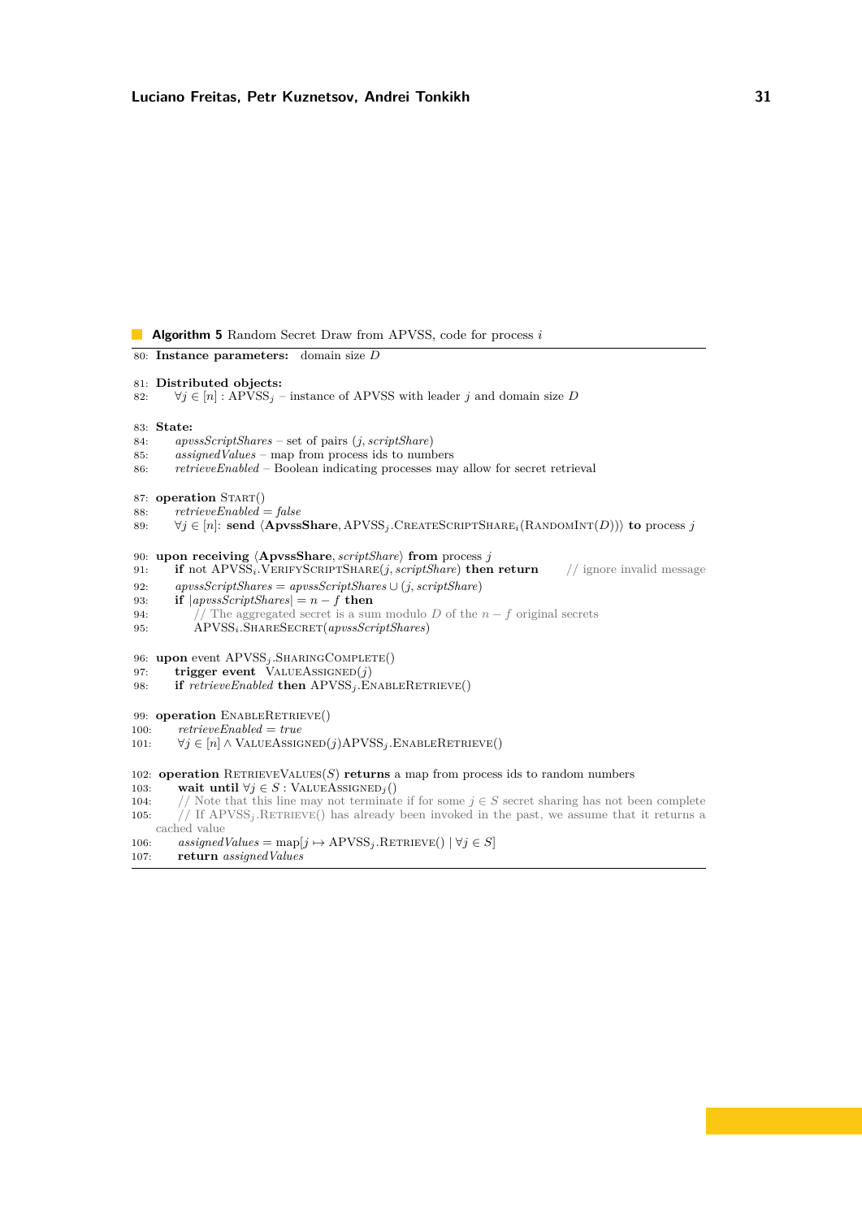**Algorithm 5** Random Secret Draw from APVSS, code for process $i$

```
80:  Instance parameters:  domain size D

81:  Distributed objects:
82:      ∀j ∈ [n] : APVSS_j – instance of APVSS with leader j and domain size D

83:  State:
84:      apvssScriptShares – set of pairs (j, scriptShare)
85:      assignedValues – map from process ids to numbers
86:      retrieveEnabled – Boolean indicating processes may allow for secret retrieval

87:  operation Start()
88:      retrieveEnabled = false
89:      ∀j ∈ [n]: send ⟨ApvssShare, APVSS_j.CreateScriptShare_i(RandomInt(D))⟩ to process j

90:  upon receiving ⟨ApvssShare, scriptShare⟩ from process j
91:      if not APVSS_i.VerifyScriptShare(j, scriptShare) then return      // ignore invalid message
92:      apvssScriptShares = apvssScriptShares ∪ (j, scriptShare)
93:      if |apvssScriptShares| = n − f then
94:          // The aggregated secret is a sum modulo D of the n − f original secrets
95:          APVSS_i.ShareSecret(apvssScriptShares)

96:  upon event APVSS_j.SharingComplete()
97:      trigger event  ValueAssigned(j)
98:      if retrieveEnabled then APVSS_j.EnableRetrieve()

99:  operation EnableRetrieve()
100:     retrieveEnabled = true
101:     ∀j ∈ [n] ∧ ValueAssigned(j)APVSS_j.EnableRetrieve()

102: operation RetrieveValues(S) returns a map from process ids to random numbers
103:     wait until ∀j ∈ S : ValueAssigned_j()
104:     // Note that this line may not terminate if for some j ∈ S secret sharing has not been complete
105:     // If APVSS_j.Retrieve() has already been invoked in the past, we assume that it returns a
         cached value
106:     assignedValues = map[j ↦ APVSS_j.Retrieve() | ∀j ∈ S]
107:     return assignedValues
```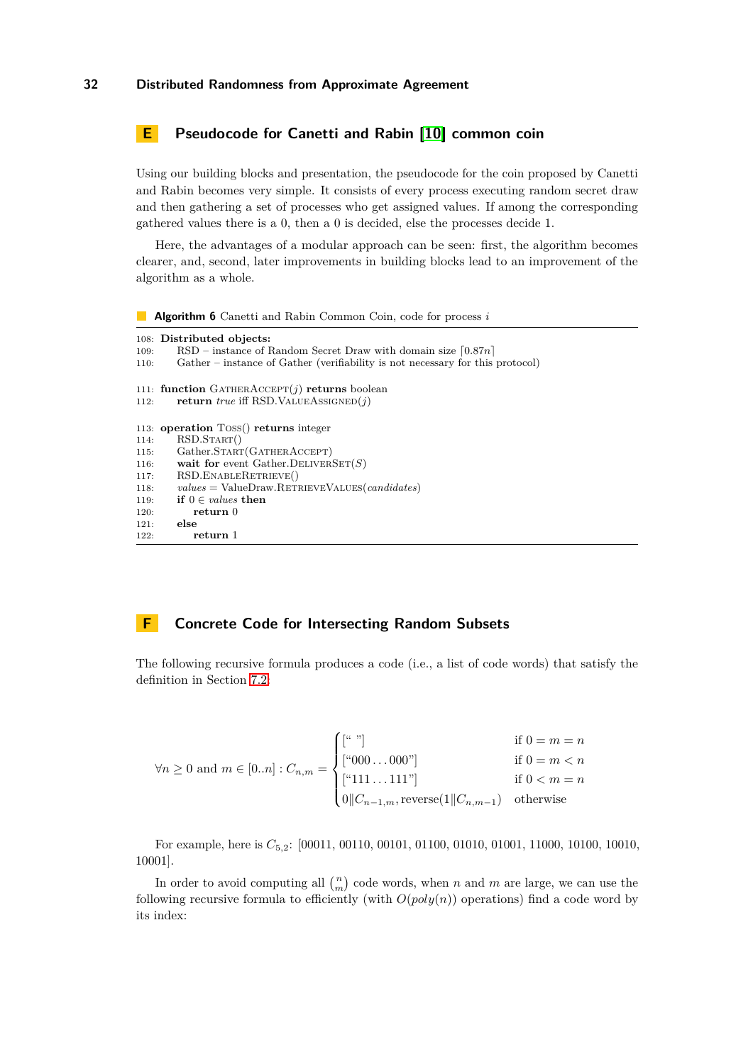## E Pseudocode for Canetti and Rabin [10] common coin

Using our building blocks and presentation, the pseudocode for the coin proposed by Canetti and Rabin becomes very simple. It consists of every process executing random secret draw and then gathering a set of processes who get assigned values. If among the corresponding gathered values there is a 0, then a 0 is decided, else the processes decide 1.

Here, the advantages of a modular approach can be seen: first, the algorithm becomes clearer, and, second, later improvements in building blocks lead to an improvement of the algorithm as a whole.

**Algorithm 6** Canetti and Rabin Common Coin, code for process $i$

```
108: Distributed objects:
109:     RSD – instance of Random Secret Draw with domain size ⌈0.87n⌉
110:     Gather – instance of Gather (verifiability is not necessary for this protocol)

111: function GatherAccept(j) returns boolean
112:     return true iff RSD.ValueAssigned(j)

113: operation Toss() returns integer
114:     RSD.Start()
115:     Gather.Start(GatherAccept)
116:     wait for event Gather.DeliverSet(S)
117:     RSD.EnableRetrieve()
118:     values = ValueDraw.RetrieveValues(candidates)
119:     if 0 ∈ values then
120:         return 0
121:     else
122:         return 1
```

## F Concrete Code for Intersecting Random Subsets

The following recursive formula produces a code (i.e., a list of code words) that satisfy the definition in Section 7.2:

$$\forall n \geq 0 \text{ and } m \in [0..n] : C_{n,m} = \begin{cases} [\text{“ ”}] & \text{if } 0 = m = n \\ [\text{“}000\ldots000\text{”}] & \text{if } 0 = m < n \\ [\text{“}111\ldots111\text{”}] & \text{if } 0 < m = n \\ 0\|C_{n-1,m}, \text{reverse}(1\|C_{n,m-1}) & \text{otherwise} \end{cases}$$

For example, here is $C_{5,2}$: [00011, 00110, 00101, 01100, 01010, 01001, 11000, 10100, 10010, 10001].

In order to avoid computing all $\binom{n}{m}$ code words, when $n$ and $m$ are large, we can use the following recursive formula to efficiently (with $O(poly(n))$ operations) find a code word by its index: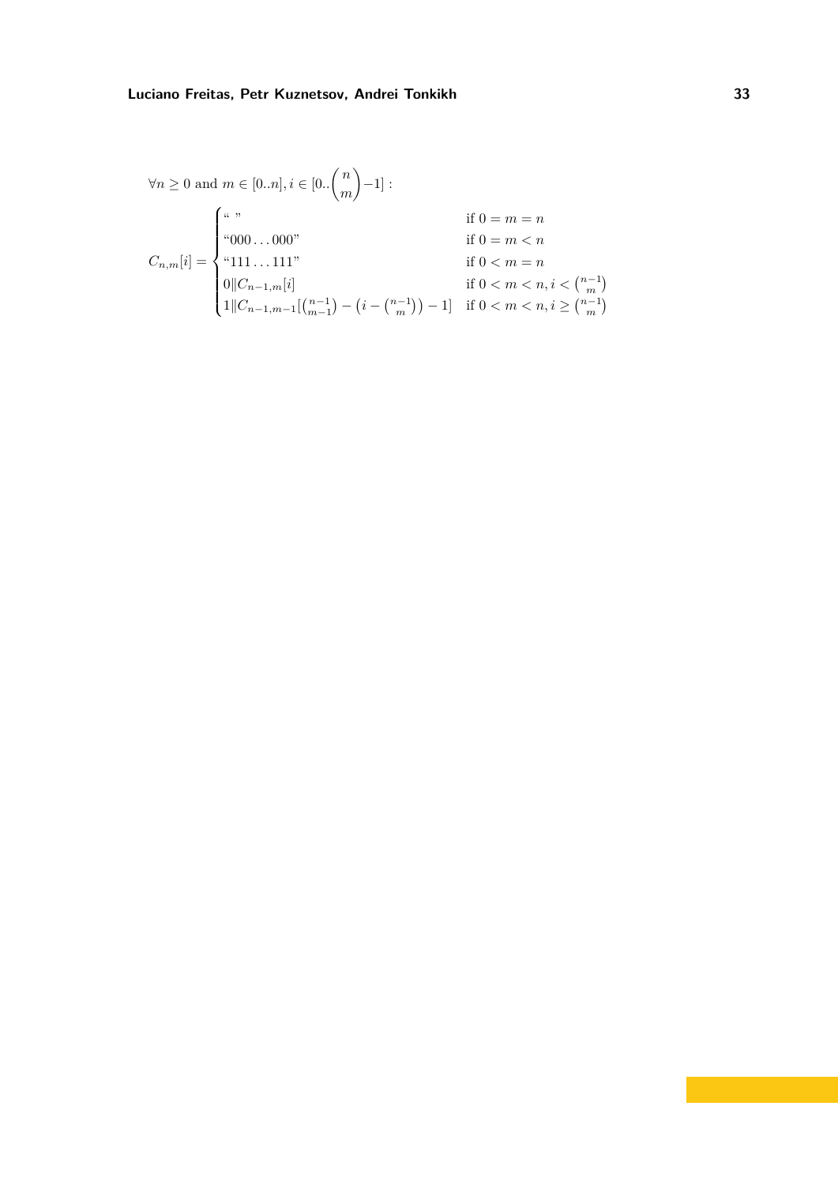$$\forall n \geq 0 \text{ and } m \in [0..n], i \in [0..\binom{n}{m}-1]:$$

$$C_{n,m}[i] = \begin{cases} \text{“ ”} & \text{if } 0 = m = n \\ \text{“}000\ldots000\text{”} & \text{if } 0 = m < n \\ \text{“}111\ldots111\text{”} & \text{if } 0 < m = n \\ 0 \| C_{n-1,m}[i] & \text{if } 0 < m < n, i < \binom{n-1}{m} \\ 1 \| C_{n-1,m-1}[\binom{n-1}{m-1} - \left(i - \binom{n-1}{m}\right) - 1] & \text{if } 0 < m < n, i \geq \binom{n-1}{m} \end{cases}$$